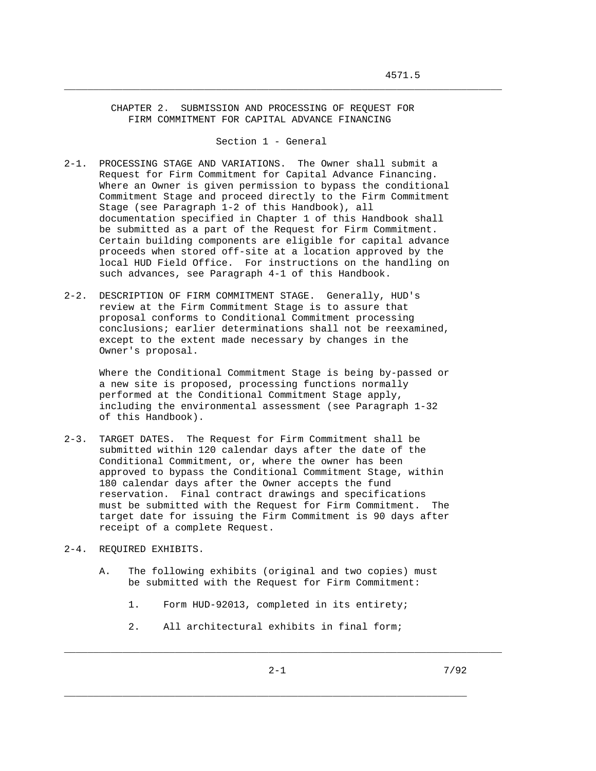# CHAPTER 2. SUBMISSION AND PROCESSING OF REQUEST FOR FIRM COMMITMENT FOR CAPITAL ADVANCE FINANCING

## Section 1 - General

2-1. PROCESSING STAGE AND VARIATIONS. The Owner shall submit a Request for Firm Commitment for Capital Advance Financing. Where an Owner is given permission to bypass the conditional Commitment Stage and proceed directly to the Firm Commitment Stage (see Paragraph 1-2 of this Handbook), all documentation specified in Chapter 1 of this Handbook shall be submitted as a part of the Request for Firm Commitment. Certain building components are eligible for capital advance proceeds when stored off-site at a location approved by the local HUD Field Office. For instructions on the handling on such advances, see Paragraph 4-1 of this Handbook.

2-2. DESCRIPTION OF FIRM COMMITMENT STAGE. Generally, HUD's review at the Firm Commitment Stage is to assure that proposal conforms to Conditional Commitment processing conclusions; earlier determinations shall not be reexamined, except to the extent made necessary by changes in the Owner's proposal.

Where the Conditional Commitment Stage is being by-passed or a new site is proposed, processing functions normally performed at the Conditional Commitment Stage apply, including the environmental assessment (see Paragraph 1-32 of this Handbook).

2-3. TARGET DATES. The Request for Firm Commitment shall be submitted within 120 calendar days after the date of the Conditional Commitment, or, where the owner has been approved to bypass the Conditional Commitment Stage, within 180 calendar days after the Owner accepts the fund reservation. Final contract drawings and specifications must be submitted with the Request for Firm Commitment. The target date for issuing the Firm Commitment is 90 days after receipt of a complete Request.

2-4. REQUIRED EXHIBITS.

A. The following exhibits (original and two copies) must be submitted with the Request for Firm Commitment:

1. Form HUD-92013, completed in its entirety;

2. All architectural exhibits in final form;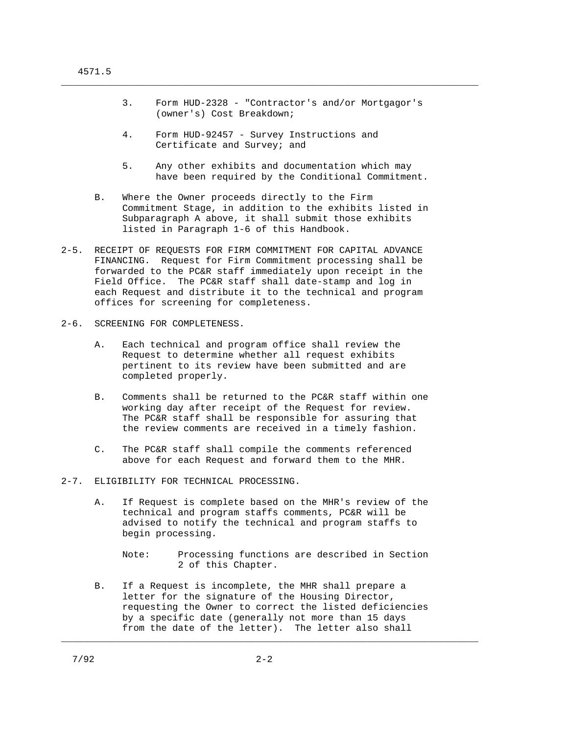3. Form HUD-2328 - "Contractor's and/or Mortgagor's (owner's) Cost Breakdown;

4. Form HUD-92457 - Survey Instructions and Certificate and Survey; and

5. Any other exhibits and documentation which may have been required by the Conditional Commitment.

B. Where the Owner proceeds directly to the Firm Commitment Stage, in addition to the exhibits listed in Subparagraph A above, it shall submit those exhibits listed in Paragraph 1-6 of this Handbook.

2-5. RECEIPT OF REQUESTS FOR FIRM COMMITMENT FOR CAPITAL ADVANCE FINANCING. Request for Firm Commitment processing shall be forwarded to the PC&R staff immediately upon receipt in the Field Office. The PC&R staff shall date-stamp and log in each Request and distribute it to the technical and program offices for screening for completeness.

2-6. SCREENING FOR COMPLETENESS.

A. Each technical and program office shall review the Request to determine whether all request exhibits pertinent to its review have been submitted and are completed properly.

B. Comments shall be returned to the PC&R staff within one working day after receipt of the Request for review. The PC&R staff shall be responsible for assuring that the review comments are received in a timely fashion.

C. The PC&R staff shall compile the comments referenced above for each Request and forward them to the MHR.

2-7. ELIGIBILITY FOR TECHNICAL PROCESSING.

A. If Request is complete based on the MHR's review of the technical and program staffs comments, PC&R will be advised to notify the technical and program staffs to begin processing.

Note: Processing functions are described in Section 2 of this Chapter.

B. If a Request is incomplete, the MHR shall prepare a letter for the signature of the Housing Director, requesting the Owner to correct the listed deficiencies by a specific date (generally not more than 15 days from the date of the letter). The letter also shall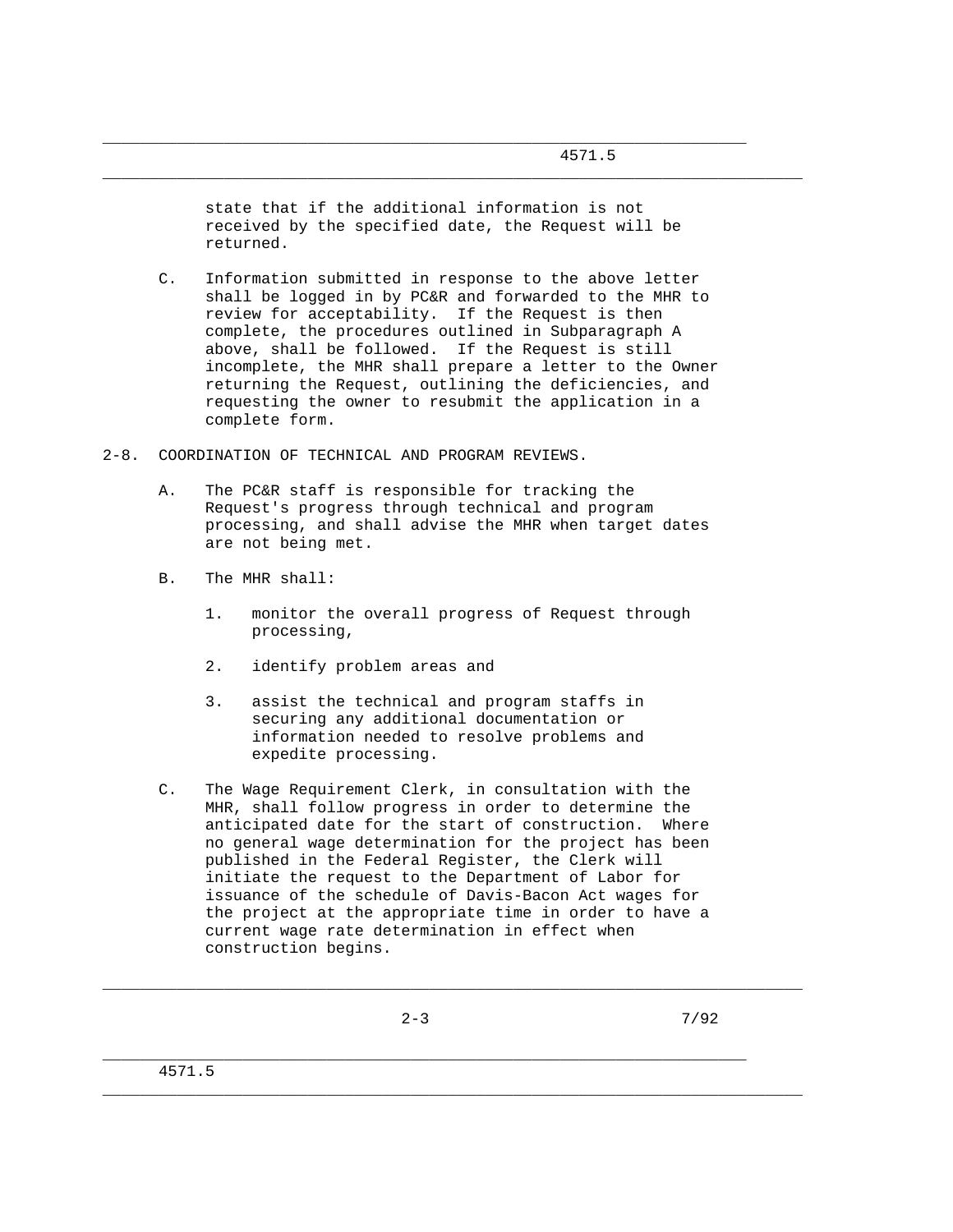state that if the additional information is not received by the specified date, the Request will be returned.

C. Information submitted in response to the above letter shall be logged in by PC&R and forwarded to the MHR to review for acceptability. If the Request is then complete, the procedures outlined in Subparagraph A above, shall be followed. If the Request is still incomplete, the MHR shall prepare a letter to the Owner returning the Request, outlining the deficiencies, and requesting the owner to resubmit the application in a complete form.

## 2-8. COORDINATION OF TECHNICAL AND PROGRAM REVIEWS.

A. The PC&R staff is responsible for tracking the Request's progress through technical and program processing, and shall advise the MHR when target dates are not being met.

B. The MHR shall:

1. monitor the overall progress of Request through processing,

2. identify problem areas and

3. assist the technical and program staffs in securing any additional documentation or information needed to resolve problems and expedite processing.

C. The Wage Requirement Clerk, in consultation with the MHR, shall follow progress in order to determine the anticipated date for the start of construction. Where no general wage determination for the project has been published in the Federal Register, the Clerk will initiate the request to the Department of Labor for issuance of the schedule of Davis-Bacon Act wages for the project at the appropriate time in order to have a current wage rate determination in effect when construction begins.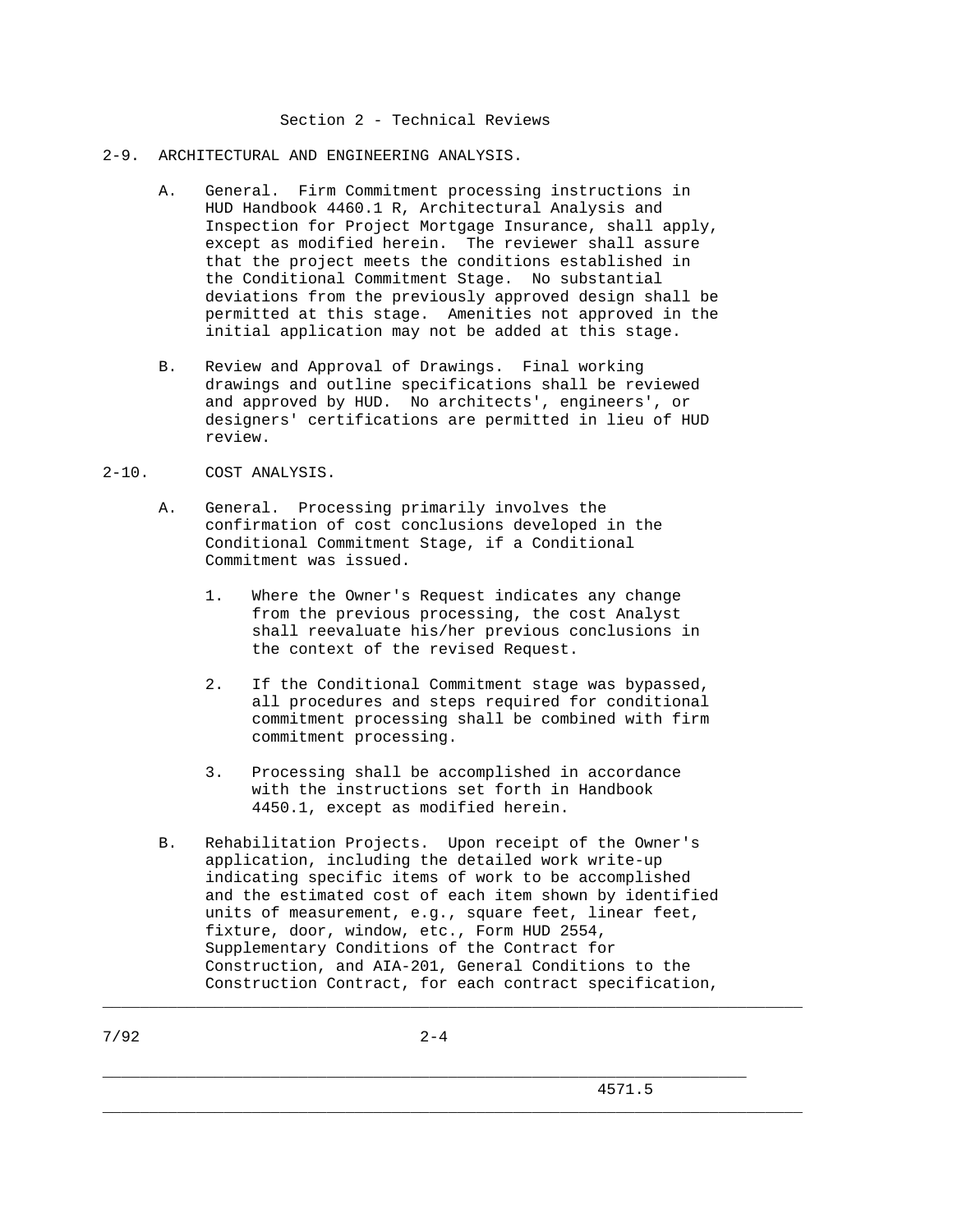## Section 2 - Technical Reviews

### 2-9. ARCHITECTURAL AND ENGINEERING ANALYSIS.

A. General. Firm Commitment processing instructions in HUD Handbook 4460.1 R, Architectural Analysis and Inspection for Project Mortgage Insurance, shall apply, except as modified herein. The reviewer shall assure that the project meets the conditions established in the Conditional Commitment Stage. No substantial deviations from the previously approved design shall be permitted at this stage. Amenities not approved in the initial application may not be added at this stage.

B. Review and Approval of Drawings. Final working drawings and outline specifications shall be reviewed and approved by HUD. No architects', engineers', or designers' certifications are permitted in lieu of HUD review.

### 2-10. COST ANALYSIS.

A. General. Processing primarily involves the confirmation of cost conclusions developed in the Conditional Commitment Stage, if a Conditional Commitment was issued.

1. Where the Owner's Request indicates any change from the previous processing, the cost Analyst shall reevaluate his/her previous conclusions in the context of the revised Request.

2. If the Conditional Commitment stage was bypassed, all procedures and steps required for conditional commitment processing shall be combined with firm commitment processing.

3. Processing shall be accomplished in accordance with the instructions set forth in Handbook 4450.1, except as modified herein.

B. Rehabilitation Projects. Upon receipt of the Owner's application, including the detailed work write-up indicating specific items of work to be accomplished and the estimated cost of each item shown by identified units of measurement, e.g., square feet, linear feet, fixture, door, window, etc., Form HUD 2554, Supplementary Conditions of the Contract for Construction, and AIA-201, General Conditions to the Construction Contract, for each contract specification,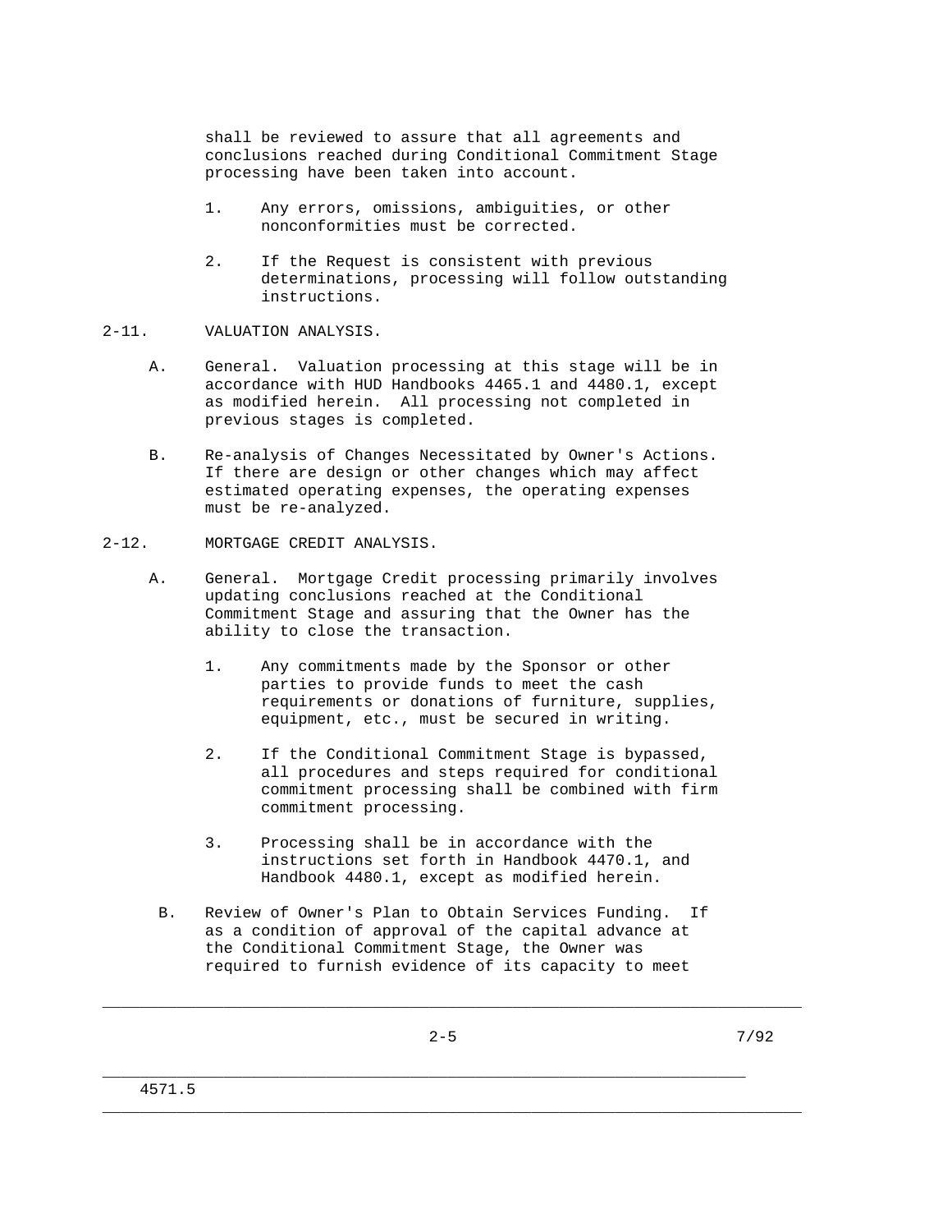shall be reviewed to assure that all agreements and conclusions reached during Conditional Commitment Stage processing have been taken into account.

1. Any errors, omissions, ambiguities, or other nonconformities must be corrected.

2. If the Request is consistent with previous determinations, processing will follow outstanding instructions.

## 2-11. VALUATION ANALYSIS.

A. General. Valuation processing at this stage will be in accordance with HUD Handbooks 4465.1 and 4480.1, except as modified herein. All processing not completed in previous stages is completed.

B. Re-analysis of Changes Necessitated by Owner's Actions. If there are design or other changes which may affect estimated operating expenses, the operating expenses must be re-analyzed.

## 2-12. MORTGAGE CREDIT ANALYSIS.

A. General. Mortgage Credit processing primarily involves updating conclusions reached at the Conditional Commitment Stage and assuring that the Owner has the ability to close the transaction.

1. Any commitments made by the Sponsor or other parties to provide funds to meet the cash requirements or donations of furniture, supplies, equipment, etc., must be secured in writing.

2. If the Conditional Commitment Stage is bypassed, all procedures and steps required for conditional commitment processing shall be combined with firm commitment processing.

3. Processing shall be in accordance with the instructions set forth in Handbook 4470.1, and Handbook 4480.1, except as modified herein.

B. Review of Owner's Plan to Obtain Services Funding. If as a condition of approval of the capital advance at the Conditional Commitment Stage, the Owner was required to furnish evidence of its capacity to meet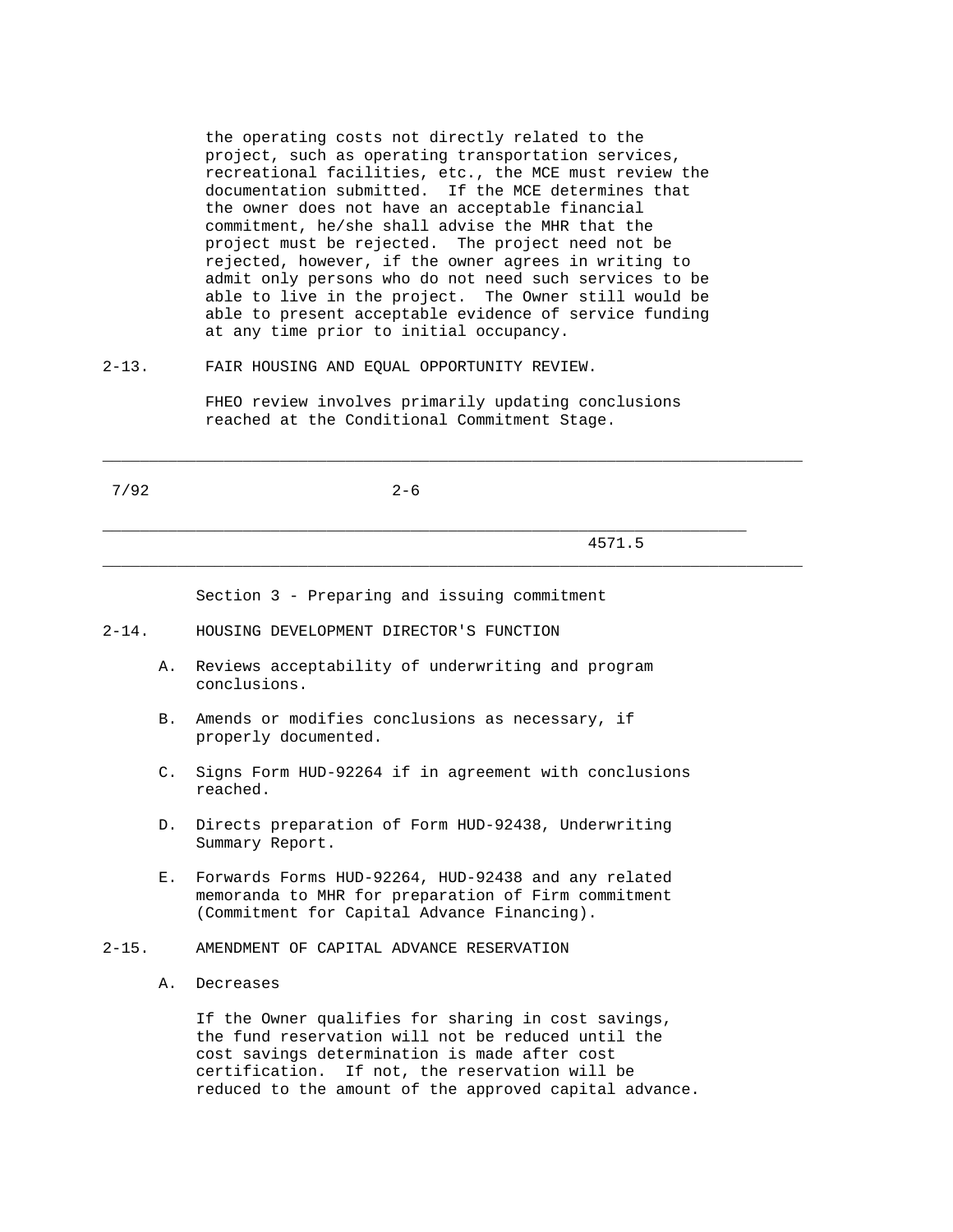the operating costs not directly related to the project, such as operating transportation services, recreational facilities, etc., the MCE must review the documentation submitted. If the MCE determines that the owner does not have an acceptable financial commitment, he/she shall advise the MHR that the project must be rejected. The project need not be rejected, however, if the owner agrees in writing to admit only persons who do not need such services to be able to live in the project. The Owner still would be able to present acceptable evidence of service funding at any time prior to initial occupancy.

2-13. FAIR HOUSING AND EQUAL OPPORTUNITY REVIEW.

FHEO review involves primarily updating conclusions reached at the Conditional Commitment Stage.

## Section 3 - Preparing and issuing commitment

2-14. HOUSING DEVELOPMENT DIRECTOR'S FUNCTION

A. Reviews acceptability of underwriting and program conclusions.

B. Amends or modifies conclusions as necessary, if properly documented.

C. Signs Form HUD-92264 if in agreement with conclusions reached.

D. Directs preparation of Form HUD-92438, Underwriting Summary Report.

E. Forwards Forms HUD-92264, HUD-92438 and any related memoranda to MHR for preparation of Firm commitment (Commitment for Capital Advance Financing).

2-15. AMENDMENT OF CAPITAL ADVANCE RESERVATION

A. Decreases

If the Owner qualifies for sharing in cost savings, the fund reservation will not be reduced until the cost savings determination is made after cost certification. If not, the reservation will be reduced to the amount of the approved capital advance.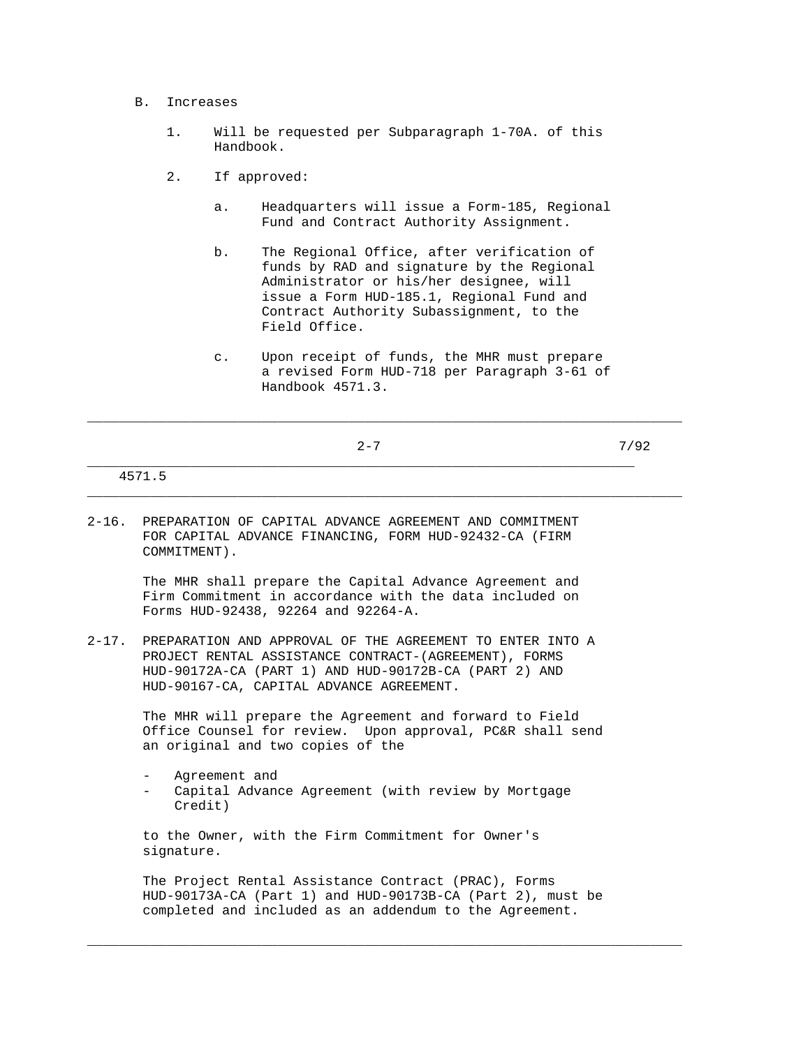B. Increases

1. Will be requested per Subparagraph 1-70A. of this Handbook.

2. If approved:

   a. Headquarters will issue a Form-185, Regional Fund and Contract Authority Assignment.

   b. The Regional Office, after verification of funds by RAD and signature by the Regional Administrator or his/her designee, will issue a Form HUD-185.1, Regional Fund and Contract Authority Subassignment, to the Field Office.

   c. Upon receipt of funds, the MHR must prepare a revised Form HUD-718 per Paragraph 3-61 of Handbook 4571.3.

2-16. PREPARATION OF CAPITAL ADVANCE AGREEMENT AND COMMITMENT FOR CAPITAL ADVANCE FINANCING, FORM HUD-92432-CA (FIRM COMMITMENT).

The MHR shall prepare the Capital Advance Agreement and Firm Commitment in accordance with the data included on Forms HUD-92438, 92264 and 92264-A.

2-17. PREPARATION AND APPROVAL OF THE AGREEMENT TO ENTER INTO A PROJECT RENTAL ASSISTANCE CONTRACT-(AGREEMENT), FORMS HUD-90172A-CA (PART 1) AND HUD-90172B-CA (PART 2) AND HUD-90167-CA, CAPITAL ADVANCE AGREEMENT.

The MHR will prepare the Agreement and forward to Field Office Counsel for review. Upon approval, PC&R shall send an original and two copies of the

- Agreement and
- Capital Advance Agreement (with review by Mortgage Credit)

to the Owner, with the Firm Commitment for Owner's signature.

The Project Rental Assistance Contract (PRAC), Forms HUD-90173A-CA (Part 1) and HUD-90173B-CA (Part 2), must be completed and included as an addendum to the Agreement.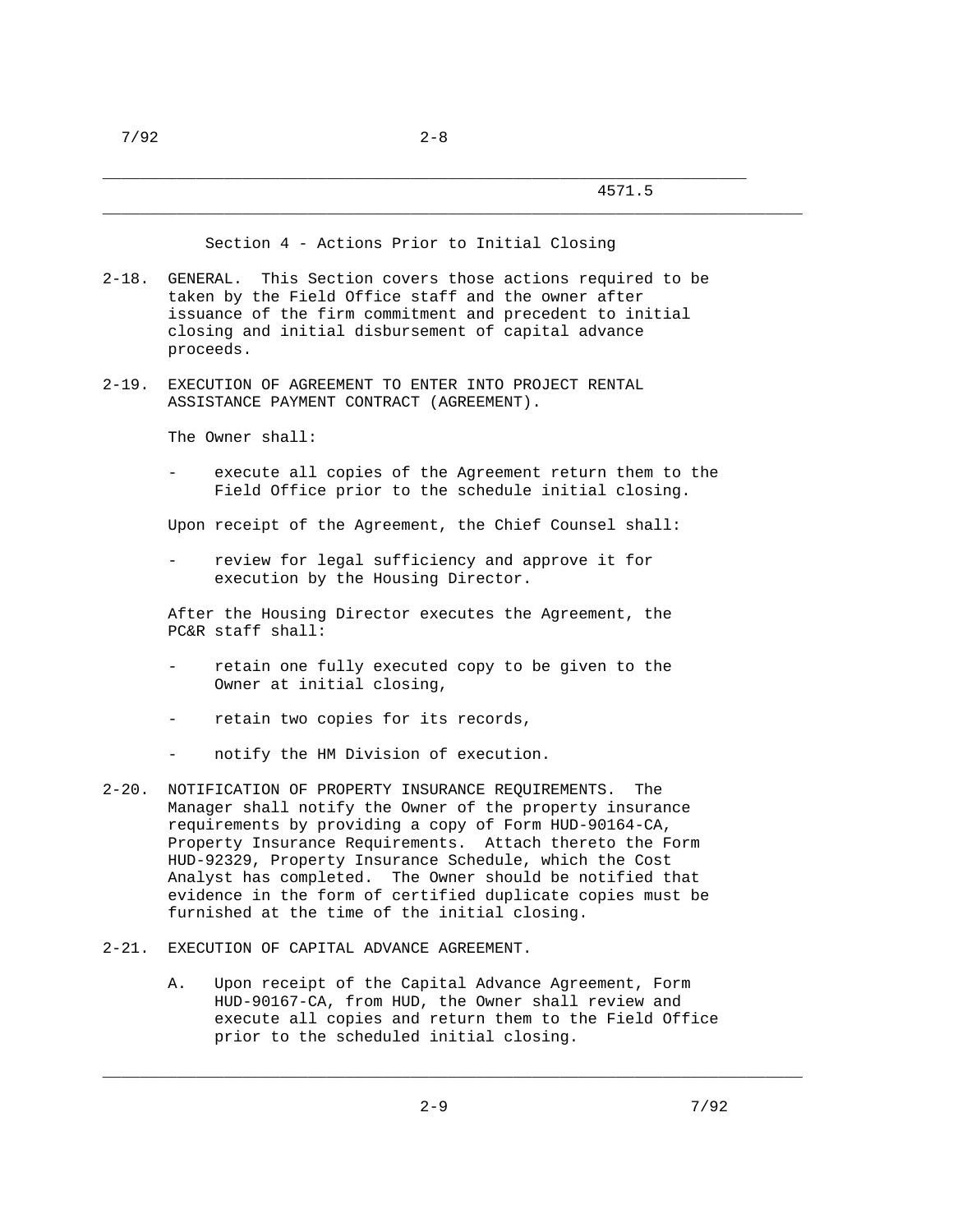## Section 4 - Actions Prior to Initial Closing

2-18. GENERAL. This Section covers those actions required to be taken by the Field Office staff and the owner after issuance of the firm commitment and precedent to initial closing and initial disbursement of capital advance proceeds.

2-19. EXECUTION OF AGREEMENT TO ENTER INTO PROJECT RENTAL ASSISTANCE PAYMENT CONTRACT (AGREEMENT).

The Owner shall:

- execute all copies of the Agreement return them to the Field Office prior to the schedule initial closing.

Upon receipt of the Agreement, the Chief Counsel shall:

- review for legal sufficiency and approve it for execution by the Housing Director.

After the Housing Director executes the Agreement, the PC&R staff shall:

- retain one fully executed copy to be given to the Owner at initial closing,
- retain two copies for its records,
- notify the HM Division of execution.

2-20. NOTIFICATION OF PROPERTY INSURANCE REQUIREMENTS. The Manager shall notify the Owner of the property insurance requirements by providing a copy of Form HUD-90164-CA, Property Insurance Requirements. Attach thereto the Form HUD-92329, Property Insurance Schedule, which the Cost Analyst has completed. The Owner should be notified that evidence in the form of certified duplicate copies must be furnished at the time of the initial closing.

2-21. EXECUTION OF CAPITAL ADVANCE AGREEMENT.

A. Upon receipt of the Capital Advance Agreement, Form HUD-90167-CA, from HUD, the Owner shall review and execute all copies and return them to the Field Office prior to the scheduled initial closing.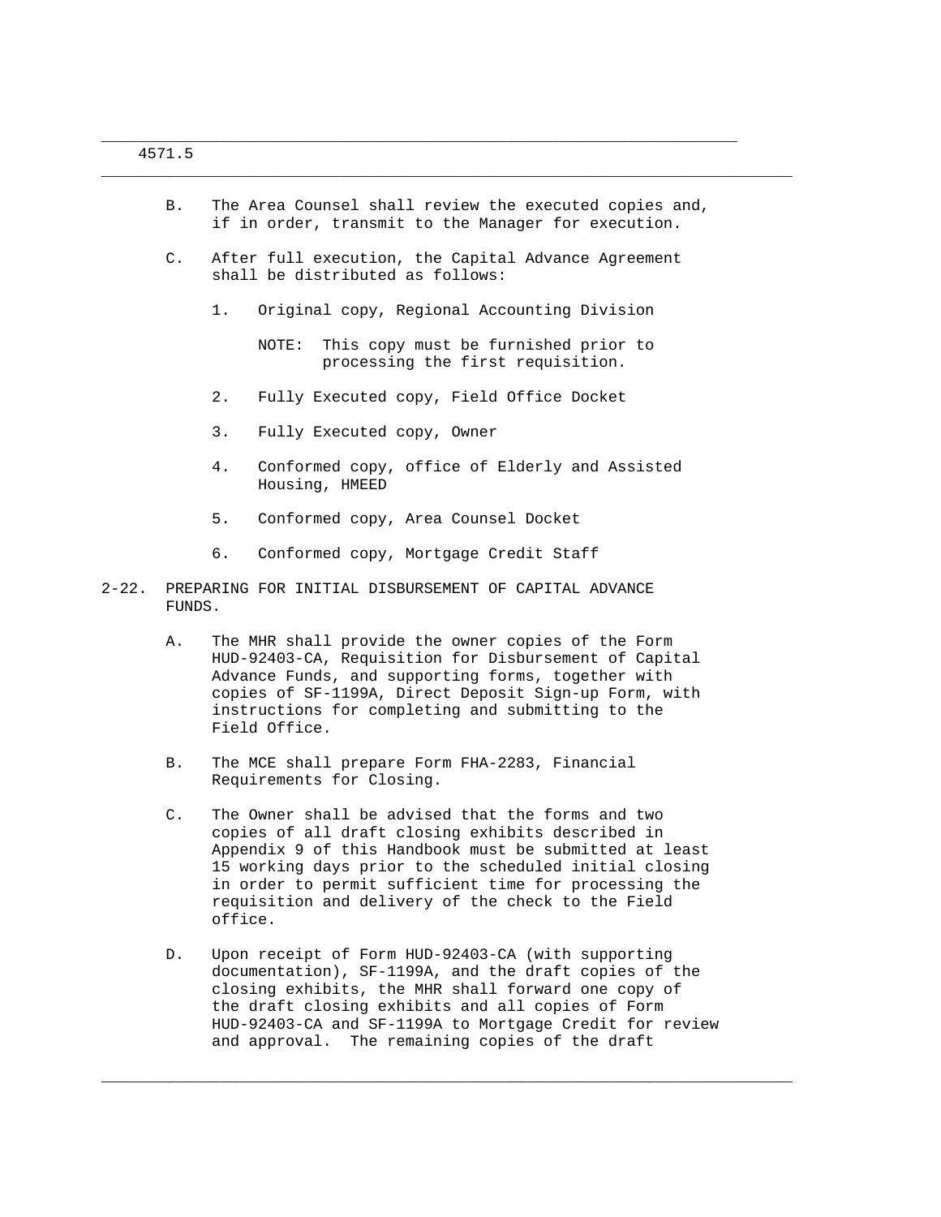B. The Area Counsel shall review the executed copies and, if in order, transmit to the Manager for execution.

C. After full execution, the Capital Advance Agreement shall be distributed as follows:

1. Original copy, Regional Accounting Division

   NOTE: This copy must be furnished prior to processing the first requisition.

2. Fully Executed copy, Field Office Docket

3. Fully Executed copy, Owner

4. Conformed copy, office of Elderly and Assisted Housing, HMEED

5. Conformed copy, Area Counsel Docket

6. Conformed copy, Mortgage Credit Staff

## 2-22. PREPARING FOR INITIAL DISBURSEMENT OF CAPITAL ADVANCE FUNDS.

A. The MHR shall provide the owner copies of the Form HUD-92403-CA, Requisition for Disbursement of Capital Advance Funds, and supporting forms, together with copies of SF-1199A, Direct Deposit Sign-up Form, with instructions for completing and submitting to the Field Office.

B. The MCE shall prepare Form FHA-2283, Financial Requirements for Closing.

C. The Owner shall be advised that the forms and two copies of all draft closing exhibits described in Appendix 9 of this Handbook must be submitted at least 15 working days prior to the scheduled initial closing in order to permit sufficient time for processing the requisition and delivery of the check to the Field office.

D. Upon receipt of Form HUD-92403-CA (with supporting documentation), SF-1199A, and the draft copies of the closing exhibits, the MHR shall forward one copy of the draft closing exhibits and all copies of Form HUD-92403-CA and SF-1199A to Mortgage Credit for review and approval. The remaining copies of the draft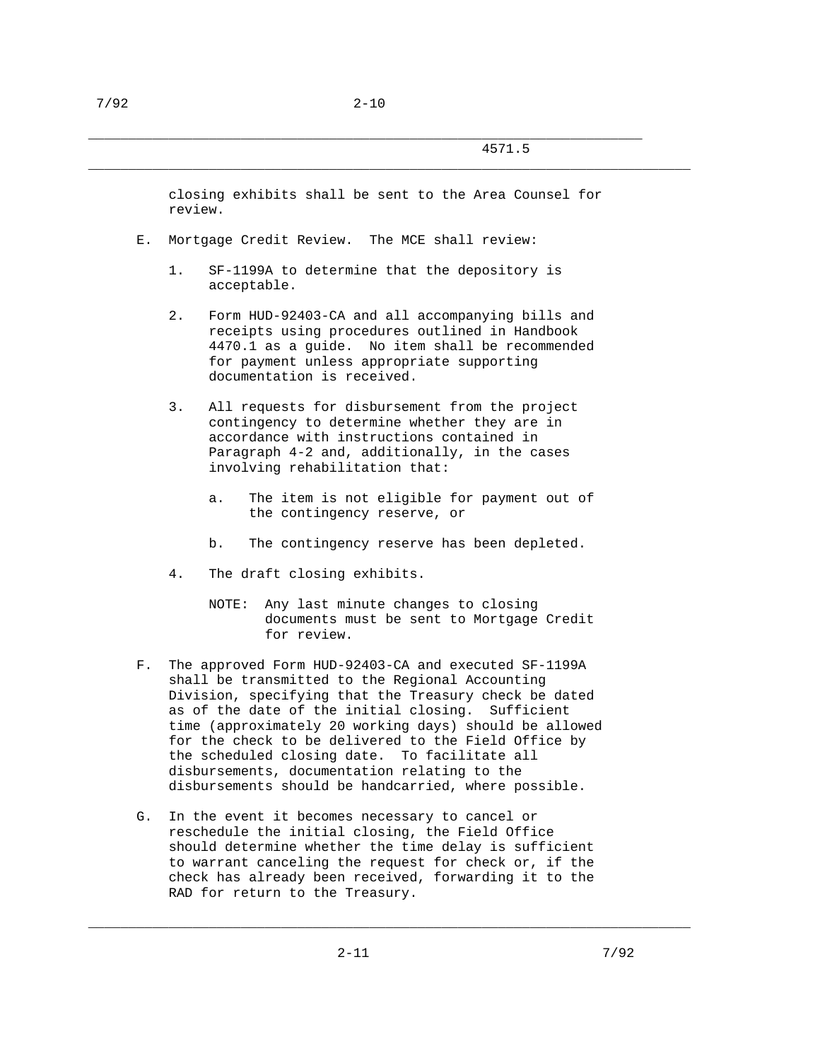closing exhibits shall be sent to the Area Counsel for review.

E. Mortgage Credit Review. The MCE shall review:

   1. SF-1199A to determine that the depository is acceptable.

   2. Form HUD-92403-CA and all accompanying bills and receipts using procedures outlined in Handbook 4470.1 as a guide. No item shall be recommended for payment unless appropriate supporting documentation is received.

   3. All requests for disbursement from the project contingency to determine whether they are in accordance with instructions contained in Paragraph 4-2 and, additionally, in the cases involving rehabilitation that:

      a. The item is not eligible for payment out of the contingency reserve, or

      b. The contingency reserve has been depleted.

   4. The draft closing exhibits.

      NOTE: Any last minute changes to closing documents must be sent to Mortgage Credit for review.

F. The approved Form HUD-92403-CA and executed SF-1199A shall be transmitted to the Regional Accounting Division, specifying that the Treasury check be dated as of the date of the initial closing. Sufficient time (approximately 20 working days) should be allowed for the check to be delivered to the Field Office by the scheduled closing date. To facilitate all disbursements, documentation relating to the disbursements should be handcarried, where possible.

G. In the event it becomes necessary to cancel or reschedule the initial closing, the Field Office should determine whether the time delay is sufficient to warrant canceling the request for check or, if the check has already been received, forwarding it to the RAD for return to the Treasury.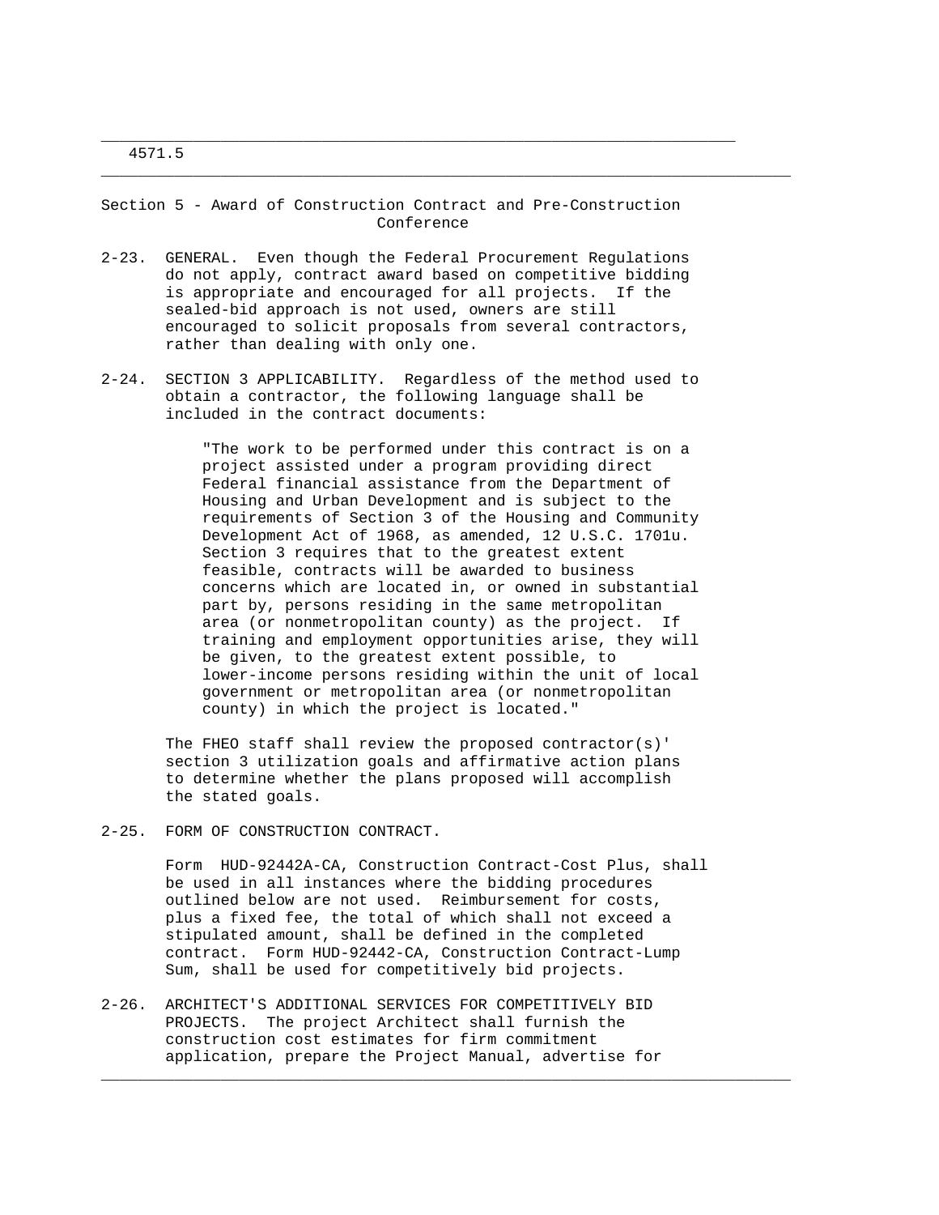## Section 5 - Award of Construction Contract and Pre-Construction Conference

2-23. GENERAL. Even though the Federal Procurement Regulations do not apply, contract award based on competitive bidding is appropriate and encouraged for all projects. If the sealed-bid approach is not used, owners are still encouraged to solicit proposals from several contractors, rather than dealing with only one.

2-24. SECTION 3 APPLICABILITY. Regardless of the method used to obtain a contractor, the following language shall be included in the contract documents:

> "The work to be performed under this contract is on a project assisted under a program providing direct Federal financial assistance from the Department of Housing and Urban Development and is subject to the requirements of Section 3 of the Housing and Community Development Act of 1968, as amended, 12 U.S.C. 1701u. Section 3 requires that to the greatest extent feasible, contracts will be awarded to business concerns which are located in, or owned in substantial part by, persons residing in the same metropolitan area (or nonmetropolitan county) as the project. If training and employment opportunities arise, they will be given, to the greatest extent possible, to lower-income persons residing within the unit of local government or metropolitan area (or nonmetropolitan county) in which the project is located."

The FHEO staff shall review the proposed contractor(s)' section 3 utilization goals and affirmative action plans to determine whether the plans proposed will accomplish the stated goals.

2-25. FORM OF CONSTRUCTION CONTRACT.

Form HUD-92442A-CA, Construction Contract-Cost Plus, shall be used in all instances where the bidding procedures outlined below are not used. Reimbursement for costs, plus a fixed fee, the total of which shall not exceed a stipulated amount, shall be defined in the completed contract. Form HUD-92442-CA, Construction Contract-Lump Sum, shall be used for competitively bid projects.

2-26. ARCHITECT'S ADDITIONAL SERVICES FOR COMPETITIVELY BID PROJECTS. The project Architect shall furnish the construction cost estimates for firm commitment application, prepare the Project Manual, advertise for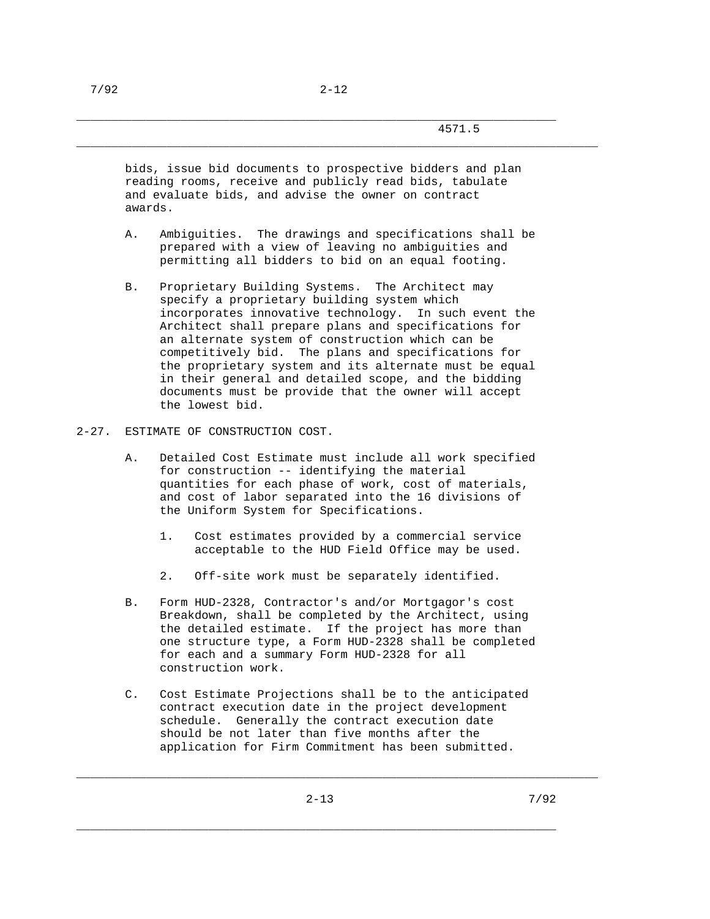bids, issue bid documents to prospective bidders and plan reading rooms, receive and publicly read bids, tabulate and evaluate bids, and advise the owner on contract awards.

A. Ambiguities. The drawings and specifications shall be prepared with a view of leaving no ambiguities and permitting all bidders to bid on an equal footing.

B. Proprietary Building Systems. The Architect may specify a proprietary building system which incorporates innovative technology. In such event the Architect shall prepare plans and specifications for an alternate system of construction which can be competitively bid. The plans and specifications for the proprietary system and its alternate must be equal in their general and detailed scope, and the bidding documents must be provide that the owner will accept the lowest bid.

2-27. ESTIMATE OF CONSTRUCTION COST.

A. Detailed Cost Estimate must include all work specified for construction -- identifying the material quantities for each phase of work, cost of materials, and cost of labor separated into the 16 divisions of the Uniform System for Specifications.

   1. Cost estimates provided by a commercial service acceptable to the HUD Field Office may be used.

   2. Off-site work must be separately identified.

B. Form HUD-2328, Contractor's and/or Mortgagor's cost Breakdown, shall be completed by the Architect, using the detailed estimate. If the project has more than one structure type, a Form HUD-2328 shall be completed for each and a summary Form HUD-2328 for all construction work.

C. Cost Estimate Projections shall be to the anticipated contract execution date in the project development schedule. Generally the contract execution date should be not later than five months after the application for Firm Commitment has been submitted.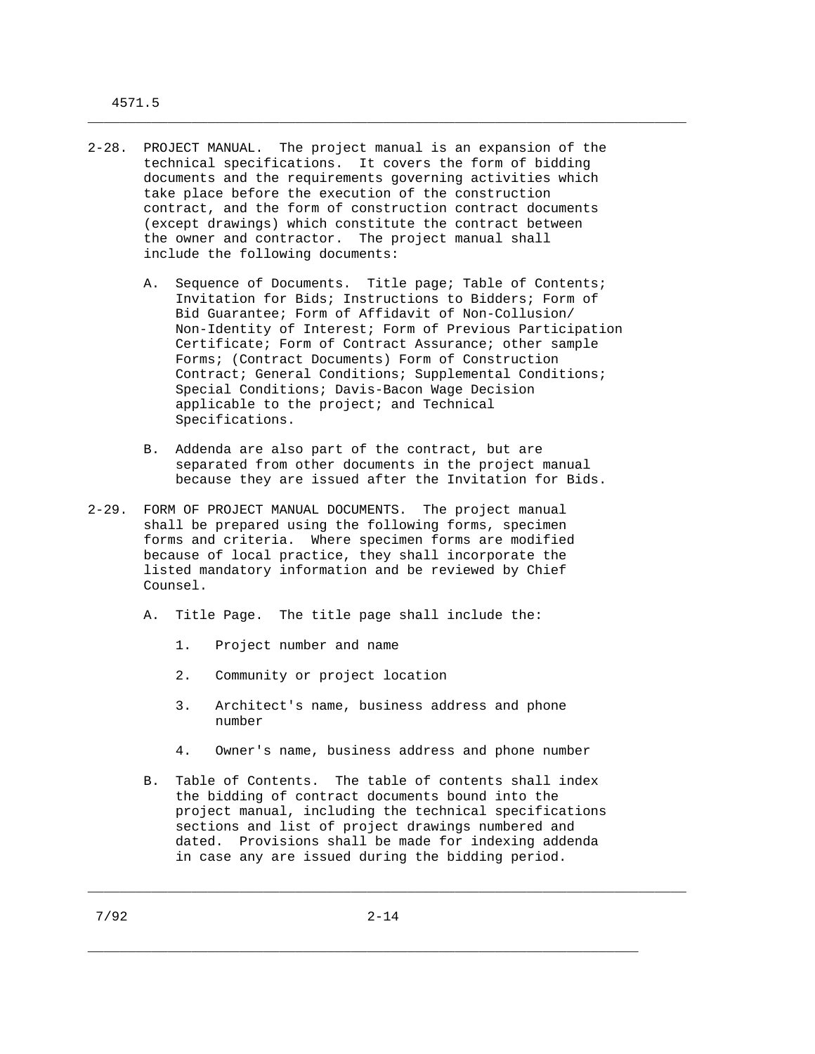2-28. PROJECT MANUAL. The project manual is an expansion of the technical specifications. It covers the form of bidding documents and the requirements governing activities which take place before the execution of the construction contract, and the form of construction contract documents (except drawings) which constitute the contract between the owner and contractor. The project manual shall include the following documents:

A. Sequence of Documents. Title page; Table of Contents; Invitation for Bids; Instructions to Bidders; Form of Bid Guarantee; Form of Affidavit of Non-Collusion/ Non-Identity of Interest; Form of Previous Participation Certificate; Form of Contract Assurance; other sample Forms; (Contract Documents) Form of Construction Contract; General Conditions; Supplemental Conditions; Special Conditions; Davis-Bacon Wage Decision applicable to the project; and Technical Specifications.

B. Addenda are also part of the contract, but are separated from other documents in the project manual because they are issued after the Invitation for Bids.

2-29. FORM OF PROJECT MANUAL DOCUMENTS. The project manual shall be prepared using the following forms, specimen forms and criteria. Where specimen forms are modified because of local practice, they shall incorporate the listed mandatory information and be reviewed by Chief Counsel.

A. Title Page. The title page shall include the:

1. Project number and name
2. Community or project location
3. Architect's name, business address and phone number
4. Owner's name, business address and phone number

B. Table of Contents. The table of contents shall index the bidding of contract documents bound into the project manual, including the technical specifications sections and list of project drawings numbered and dated. Provisions shall be made for indexing addenda in case any are issued during the bidding period.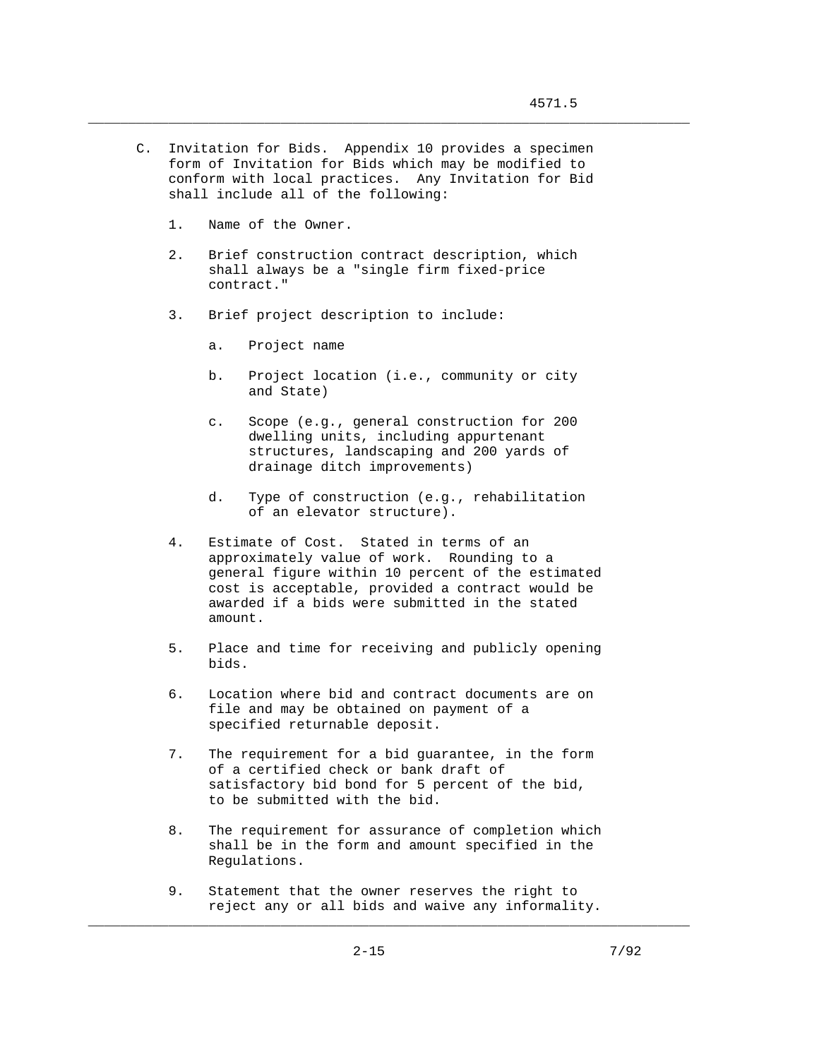C. Invitation for Bids. Appendix 10 provides a specimen form of Invitation for Bids which may be modified to conform with local practices. Any Invitation for Bid shall include all of the following:

1. Name of the Owner.

2. Brief construction contract description, which shall always be a "single firm fixed-price contract."

3. Brief project description to include:

    a. Project name

    b. Project location (i.e., community or city and State)

    c. Scope (e.g., general construction for 200 dwelling units, including appurtenant structures, landscaping and 200 yards of drainage ditch improvements)

    d. Type of construction (e.g., rehabilitation of an elevator structure).

4. Estimate of Cost. Stated in terms of an approximately value of work. Rounding to a general figure within 10 percent of the estimated cost is acceptable, provided a contract would be awarded if a bids were submitted in the stated amount.

5. Place and time for receiving and publicly opening bids.

6. Location where bid and contract documents are on file and may be obtained on payment of a specified returnable deposit.

7. The requirement for a bid guarantee, in the form of a certified check or bank draft of satisfactory bid bond for 5 percent of the bid, to be submitted with the bid.

8. The requirement for assurance of completion which shall be in the form and amount specified in the Regulations.

9. Statement that the owner reserves the right to reject any or all bids and waive any informality.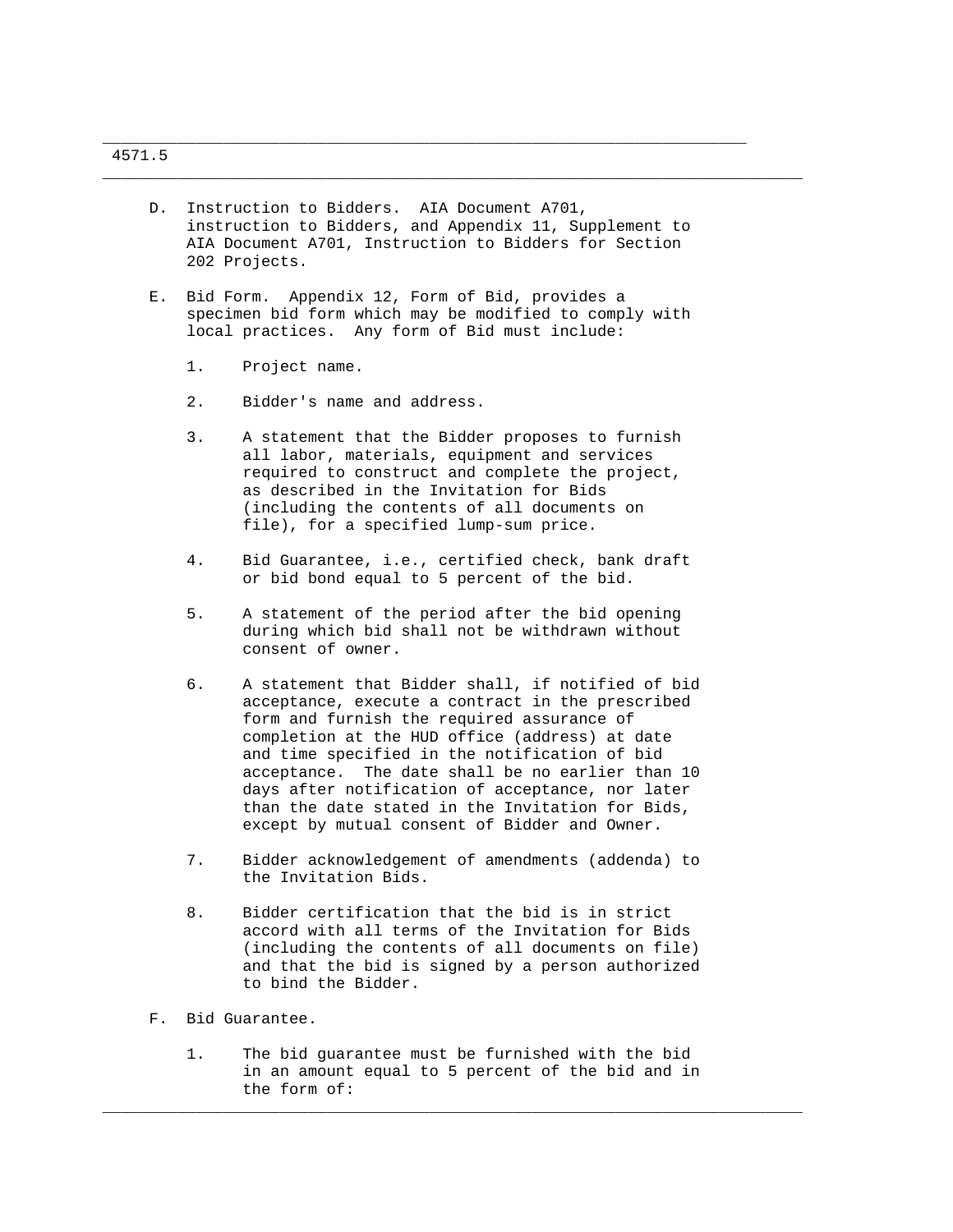D. Instruction to Bidders. AIA Document A701, instruction to Bidders, and Appendix 11, Supplement to AIA Document A701, Instruction to Bidders for Section 202 Projects.

E. Bid Form. Appendix 12, Form of Bid, provides a specimen bid form which may be modified to comply with local practices. Any form of Bid must include:

1. Project name.

2. Bidder's name and address.

3. A statement that the Bidder proposes to furnish all labor, materials, equipment and services required to construct and complete the project, as described in the Invitation for Bids (including the contents of all documents on file), for a specified lump-sum price.

4. Bid Guarantee, i.e., certified check, bank draft or bid bond equal to 5 percent of the bid.

5. A statement of the period after the bid opening during which bid shall not be withdrawn without consent of owner.

6. A statement that Bidder shall, if notified of bid acceptance, execute a contract in the prescribed form and furnish the required assurance of completion at the HUD office (address) at date and time specified in the notification of bid acceptance. The date shall be no earlier than 10 days after notification of acceptance, nor later than the date stated in the Invitation for Bids, except by mutual consent of Bidder and Owner.

7. Bidder acknowledgement of amendments (addenda) to the Invitation Bids.

8. Bidder certification that the bid is in strict accord with all terms of the Invitation for Bids (including the contents of all documents on file) and that the bid is signed by a person authorized to bind the Bidder.

F. Bid Guarantee.

1. The bid guarantee must be furnished with the bid in an amount equal to 5 percent of the bid and in the form of: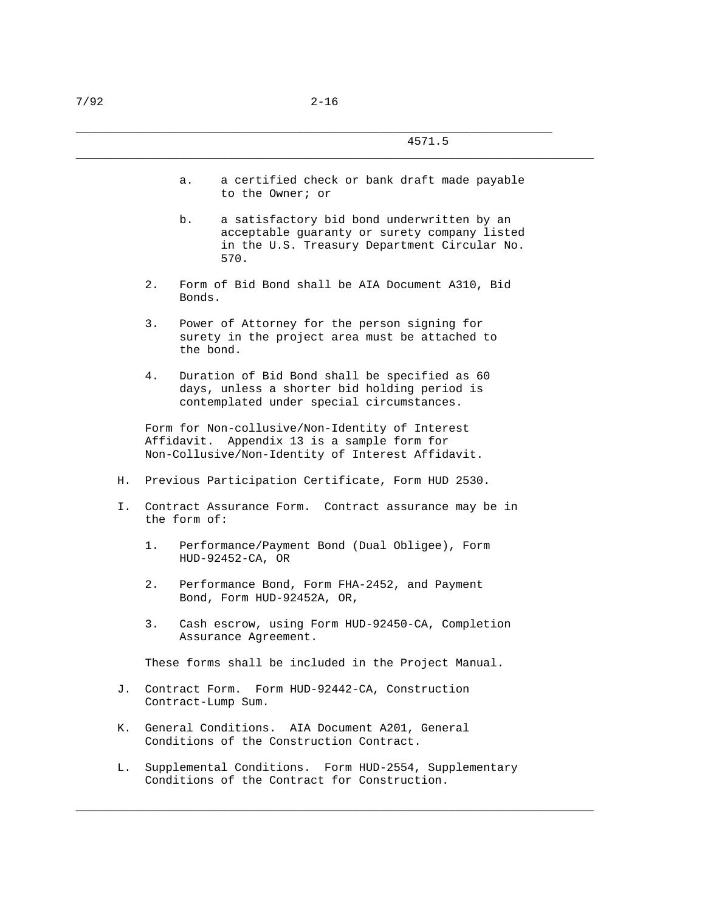a. a certified check or bank draft made payable to the Owner; or

b. a satisfactory bid bond underwritten by an acceptable guaranty or surety company listed in the U.S. Treasury Department Circular No. 570.

2. Form of Bid Bond shall be AIA Document A310, Bid Bonds.

3. Power of Attorney for the person signing for surety in the project area must be attached to the bond.

4. Duration of Bid Bond shall be specified as 60 days, unless a shorter bid holding period is contemplated under special circumstances.

Form for Non-collusive/Non-Identity of Interest Affidavit. Appendix 13 is a sample form for Non-Collusive/Non-Identity of Interest Affidavit.

H. Previous Participation Certificate, Form HUD 2530.

I. Contract Assurance Form. Contract assurance may be in the form of:

1. Performance/Payment Bond (Dual Obligee), Form HUD-92452-CA, OR

2. Performance Bond, Form FHA-2452, and Payment Bond, Form HUD-92452A, OR,

3. Cash escrow, using Form HUD-92450-CA, Completion Assurance Agreement.

These forms shall be included in the Project Manual.

J. Contract Form. Form HUD-92442-CA, Construction Contract-Lump Sum.

K. General Conditions. AIA Document A201, General Conditions of the Construction Contract.

L. Supplemental Conditions. Form HUD-2554, Supplementary Conditions of the Contract for Construction.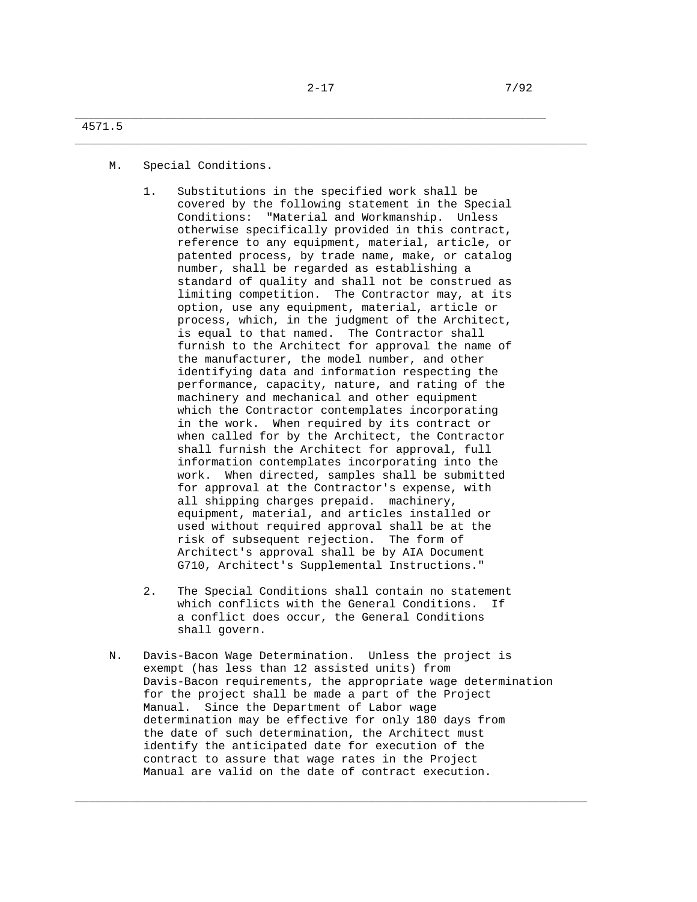M. Special Conditions.

1. Substitutions in the specified work shall be covered by the following statement in the Special Conditions: "Material and Workmanship. Unless otherwise specifically provided in this contract, reference to any equipment, material, article, or patented process, by trade name, make, or catalog number, shall be regarded as establishing a standard of quality and shall not be construed as limiting competition. The Contractor may, at its option, use any equipment, material, article or process, which, in the judgment of the Architect, is equal to that named. The Contractor shall furnish to the Architect for approval the name of the manufacturer, the model number, and other identifying data and information respecting the performance, capacity, nature, and rating of the machinery and mechanical and other equipment which the Contractor contemplates incorporating in the work. When required by its contract or when called for by the Architect, the Contractor shall furnish the Architect for approval, full information contemplates incorporating into the work. When directed, samples shall be submitted for approval at the Contractor's expense, with all shipping charges prepaid. machinery, equipment, material, and articles installed or used without required approval shall be at the risk of subsequent rejection. The form of Architect's approval shall be by AIA Document G710, Architect's Supplemental Instructions."

2. The Special Conditions shall contain no statement which conflicts with the General Conditions. If a conflict does occur, the General Conditions shall govern.

N. Davis-Bacon Wage Determination. Unless the project is exempt (has less than 12 assisted units) from Davis-Bacon requirements, the appropriate wage determination for the project shall be made a part of the Project Manual. Since the Department of Labor wage determination may be effective for only 180 days from the date of such determination, the Architect must identify the anticipated date for execution of the contract to assure that wage rates in the Project Manual are valid on the date of contract execution.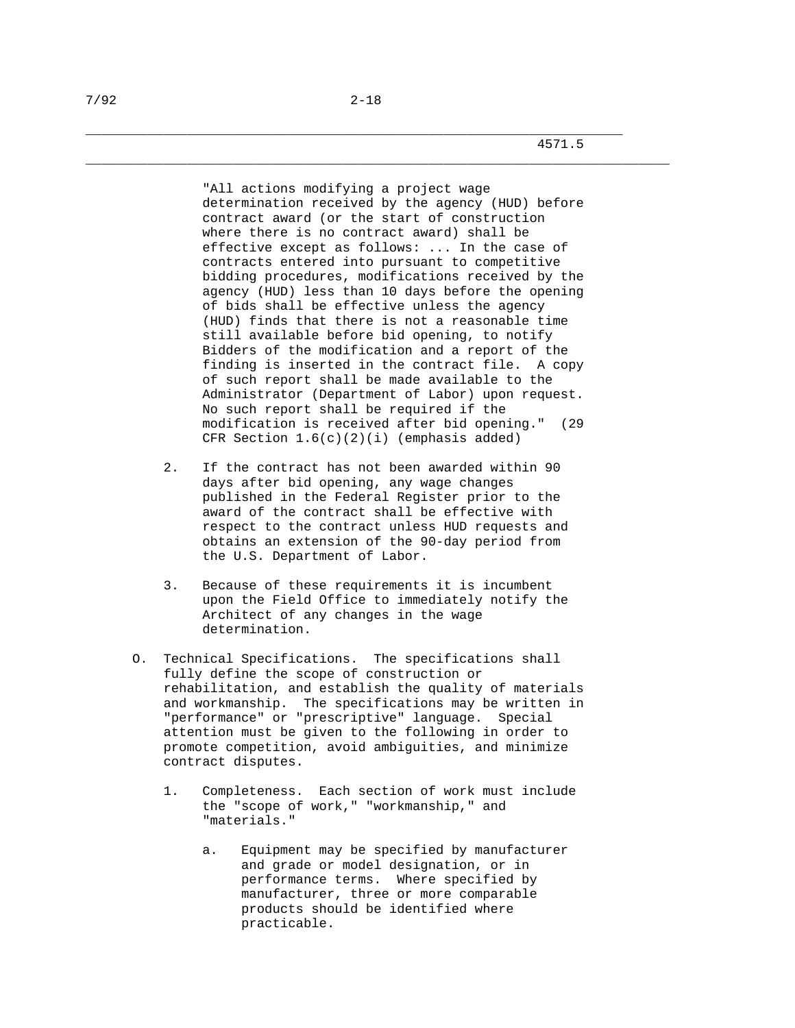"All actions modifying a project wage determination received by the agency (HUD) before contract award (or the start of construction where there is no contract award) shall be effective except as follows: ... In the case of contracts entered into pursuant to competitive bidding procedures, modifications received by the agency (HUD) less than 10 days before the opening of bids shall be effective unless the agency (HUD) finds that there is not a reasonable time still available before bid opening, to notify Bidders of the modification and a report of the finding is inserted in the contract file. A copy of such report shall be made available to the Administrator (Department of Labor) upon request. No such report shall be required if the modification is received after bid opening." (29 CFR Section 1.6(c)(2)(i) (emphasis added)

2. If the contract has not been awarded within 90 days after bid opening, any wage changes published in the Federal Register prior to the award of the contract shall be effective with respect to the contract unless HUD requests and obtains an extension of the 90-day period from the U.S. Department of Labor.

3. Because of these requirements it is incumbent upon the Field Office to immediately notify the Architect of any changes in the wage determination.

O. Technical Specifications. The specifications shall fully define the scope of construction or rehabilitation, and establish the quality of materials and workmanship. The specifications may be written in "performance" or "prescriptive" language. Special attention must be given to the following in order to promote competition, avoid ambiguities, and minimize contract disputes.

   1. Completeness. Each section of work must include the "scope of work," "workmanship," and "materials."

      a. Equipment may be specified by manufacturer and grade or model designation, or in performance terms. Where specified by manufacturer, three or more comparable products should be identified where practicable.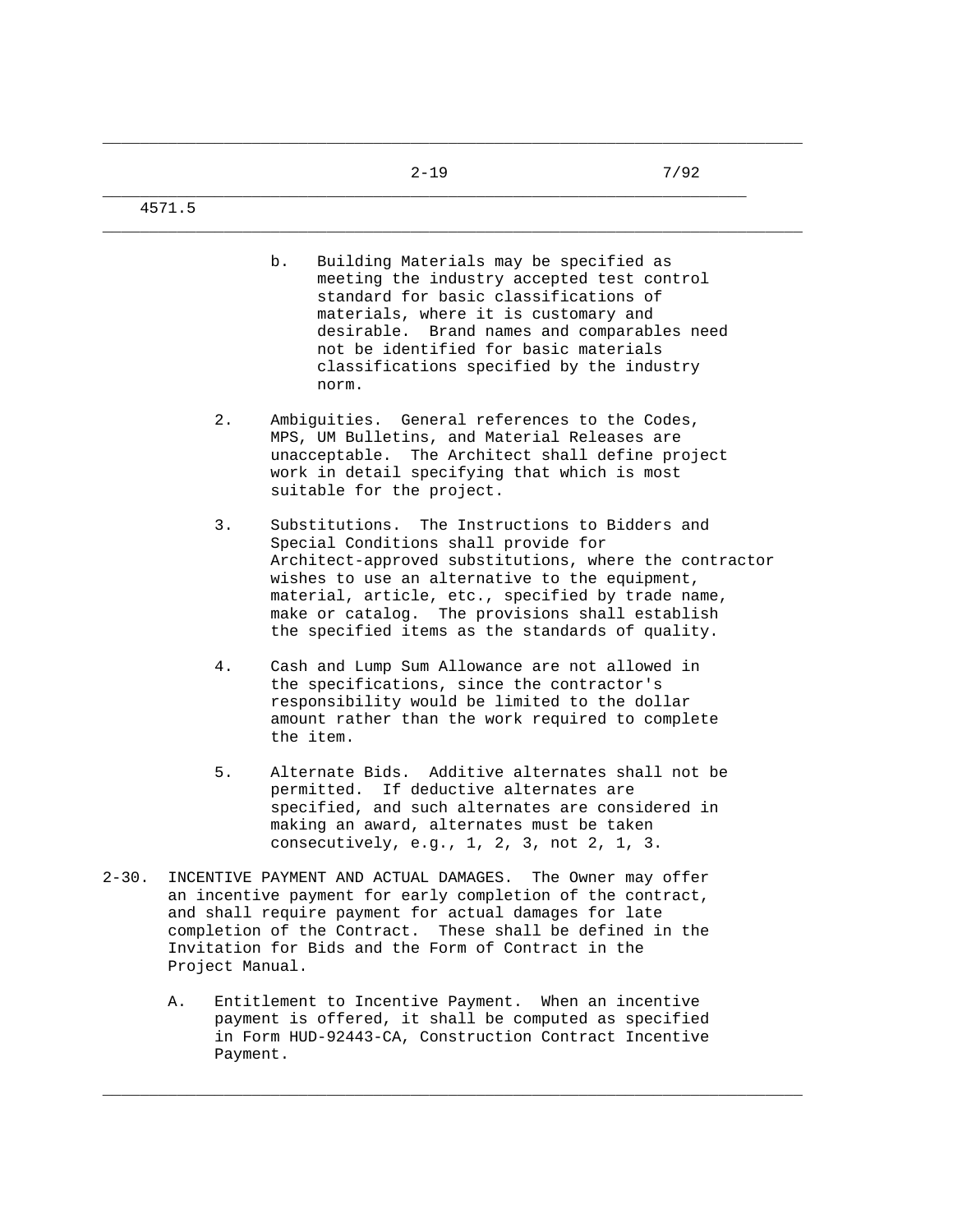b. Building Materials may be specified as meeting the industry accepted test control standard for basic classifications of materials, where it is customary and desirable. Brand names and comparables need not be identified for basic materials classifications specified by the industry norm.

2. Ambiguities. General references to the Codes, MPS, UM Bulletins, and Material Releases are unacceptable. The Architect shall define project work in detail specifying that which is most suitable for the project.

3. Substitutions. The Instructions to Bidders and Special Conditions shall provide for Architect-approved substitutions, where the contractor wishes to use an alternative to the equipment, material, article, etc., specified by trade name, make or catalog. The provisions shall establish the specified items as the standards of quality.

4. Cash and Lump Sum Allowance are not allowed in the specifications, since the contractor's responsibility would be limited to the dollar amount rather than the work required to complete the item.

5. Alternate Bids. Additive alternates shall not be permitted. If deductive alternates are specified, and such alternates are considered in making an award, alternates must be taken consecutively, e.g., 1, 2, 3, not 2, 1, 3.

2-30. INCENTIVE PAYMENT AND ACTUAL DAMAGES. The Owner may offer an incentive payment for early completion of the contract, and shall require payment for actual damages for late completion of the Contract. These shall be defined in the Invitation for Bids and the Form of Contract in the Project Manual.

A. Entitlement to Incentive Payment. When an incentive payment is offered, it shall be computed as specified in Form HUD-92443-CA, Construction Contract Incentive Payment.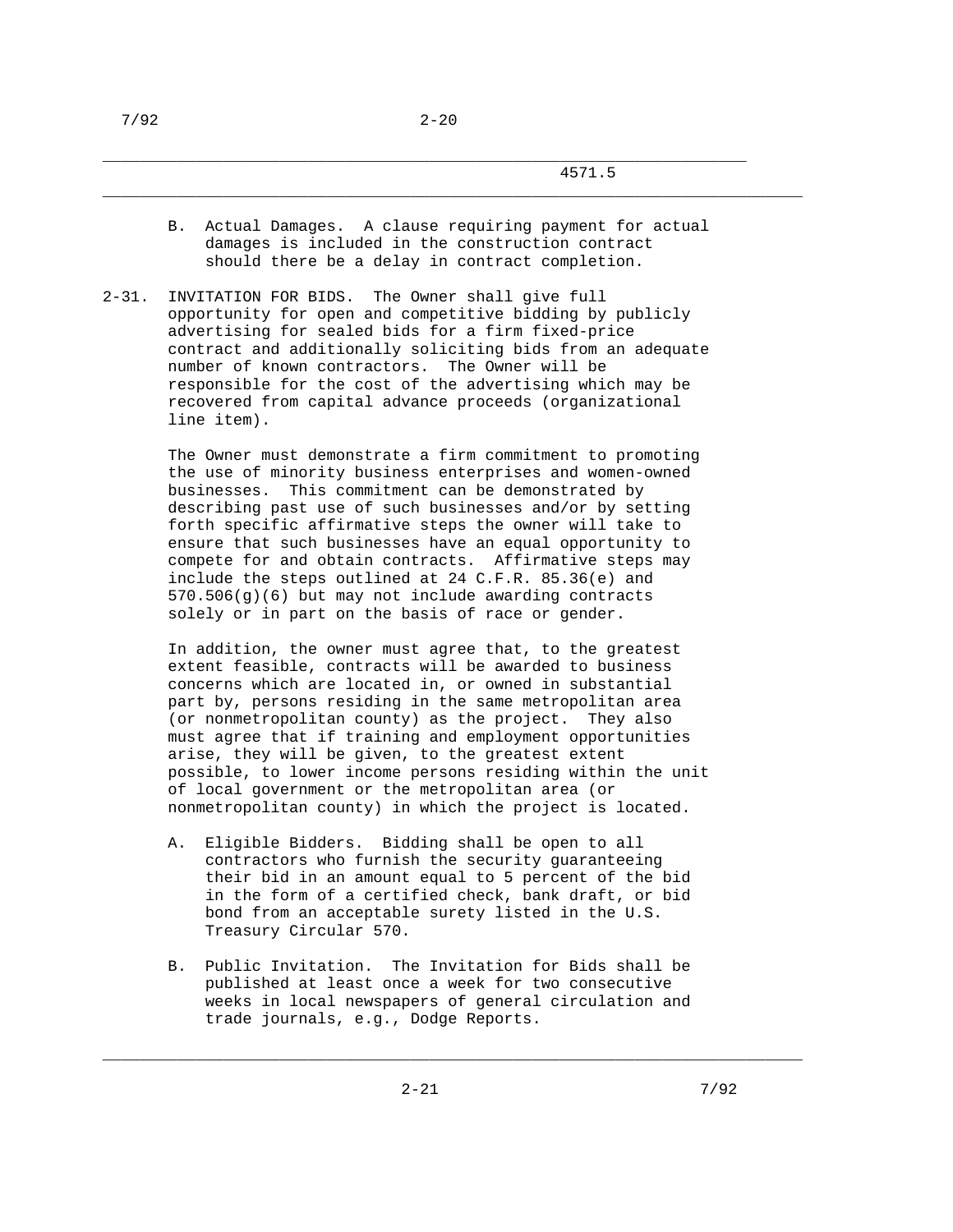B. Actual Damages. A clause requiring payment for actual damages is included in the construction contract should there be a delay in contract completion.

2-31. INVITATION FOR BIDS. The Owner shall give full opportunity for open and competitive bidding by publicly advertising for sealed bids for a firm fixed-price contract and additionally soliciting bids from an adequate number of known contractors. The Owner will be responsible for the cost of the advertising which may be recovered from capital advance proceeds (organizational line item).

The Owner must demonstrate a firm commitment to promoting the use of minority business enterprises and women-owned businesses. This commitment can be demonstrated by describing past use of such businesses and/or by setting forth specific affirmative steps the owner will take to ensure that such businesses have an equal opportunity to compete for and obtain contracts. Affirmative steps may include the steps outlined at 24 C.F.R. 85.36(e) and 570.506(g)(6) but may not include awarding contracts solely or in part on the basis of race or gender.

In addition, the owner must agree that, to the greatest extent feasible, contracts will be awarded to business concerns which are located in, or owned in substantial part by, persons residing in the same metropolitan area (or nonmetropolitan county) as the project. They also must agree that if training and employment opportunities arise, they will be given, to the greatest extent possible, to lower income persons residing within the unit of local government or the metropolitan area (or nonmetropolitan county) in which the project is located.

A. Eligible Bidders. Bidding shall be open to all contractors who furnish the security guaranteeing their bid in an amount equal to 5 percent of the bid in the form of a certified check, bank draft, or bid bond from an acceptable surety listed in the U.S. Treasury Circular 570.

B. Public Invitation. The Invitation for Bids shall be published at least once a week for two consecutive weeks in local newspapers of general circulation and trade journals, e.g., Dodge Reports.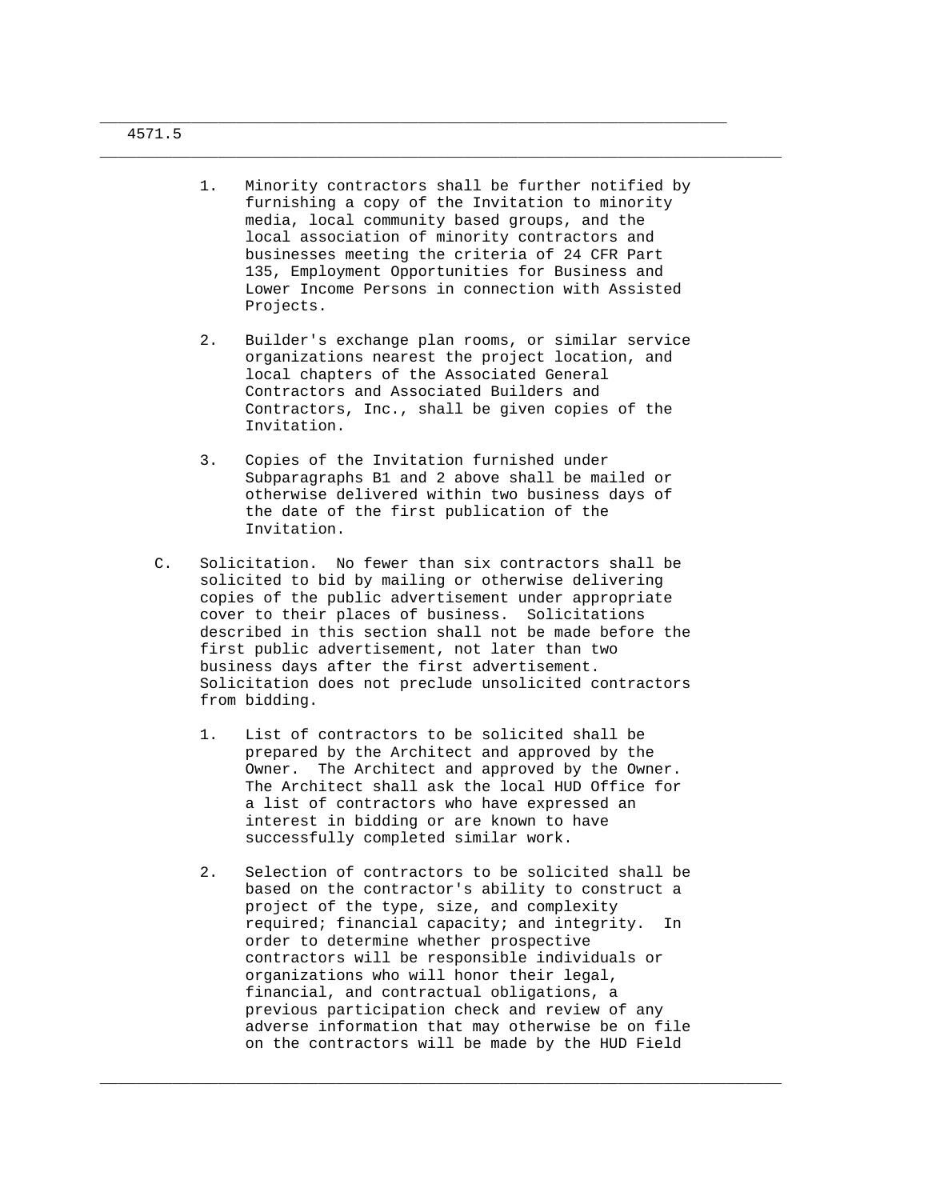1. Minority contractors shall be further notified by furnishing a copy of the Invitation to minority media, local community based groups, and the local association of minority contractors and businesses meeting the criteria of 24 CFR Part 135, Employment Opportunities for Business and Lower Income Persons in connection with Assisted Projects.

2. Builder's exchange plan rooms, or similar service organizations nearest the project location, and local chapters of the Associated General Contractors and Associated Builders and Contractors, Inc., shall be given copies of the Invitation.

3. Copies of the Invitation furnished under Subparagraphs B1 and 2 above shall be mailed or otherwise delivered within two business days of the date of the first publication of the Invitation.

C. Solicitation. No fewer than six contractors shall be solicited to bid by mailing or otherwise delivering copies of the public advertisement under appropriate cover to their places of business. Solicitations described in this section shall not be made before the first public advertisement, not later than two business days after the first advertisement. Solicitation does not preclude unsolicited contractors from bidding.

1. List of contractors to be solicited shall be prepared by the Architect and approved by the Owner. The Architect and approved by the Owner. The Architect shall ask the local HUD Office for a list of contractors who have expressed an interest in bidding or are known to have successfully completed similar work.

2. Selection of contractors to be solicited shall be based on the contractor's ability to construct a project of the type, size, and complexity required; financial capacity; and integrity. In order to determine whether prospective contractors will be responsible individuals or organizations who will honor their legal, financial, and contractual obligations, a previous participation check and review of any adverse information that may otherwise be on file on the contractors will be made by the HUD Field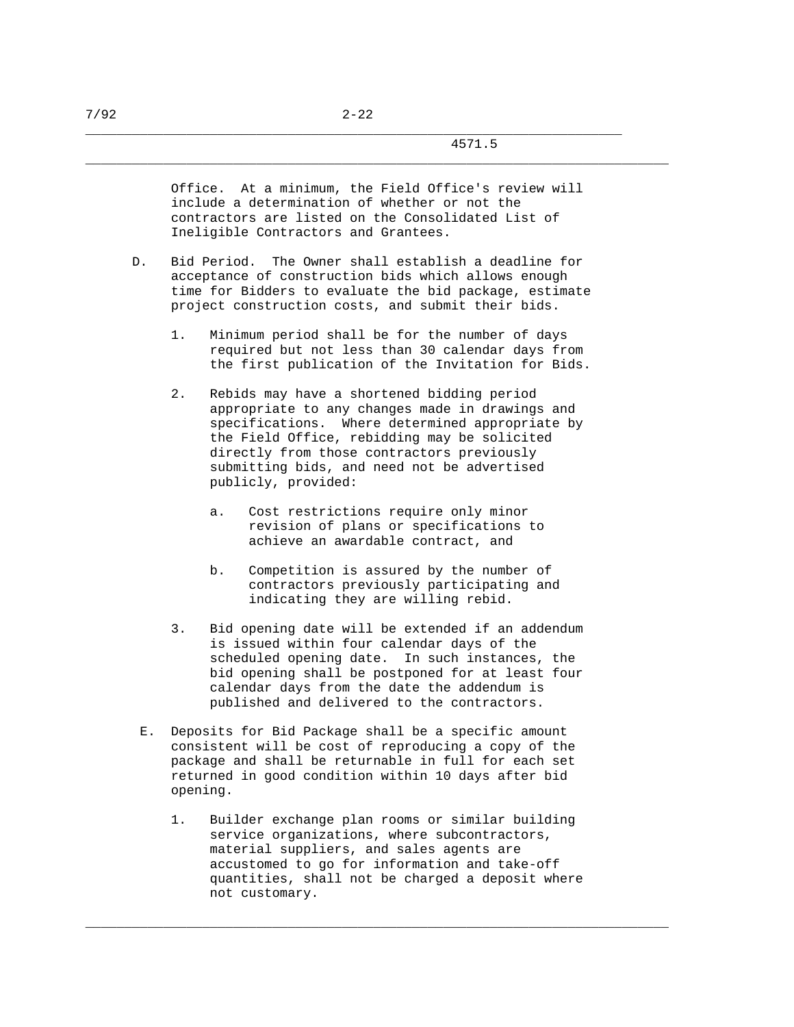Office. At a minimum, the Field Office's review will include a determination of whether or not the contractors are listed on the Consolidated List of Ineligible Contractors and Grantees.

D. Bid Period. The Owner shall establish a deadline for acceptance of construction bids which allows enough time for Bidders to evaluate the bid package, estimate project construction costs, and submit their bids.

   1. Minimum period shall be for the number of days required but not less than 30 calendar days from the first publication of the Invitation for Bids.

   2. Rebids may have a shortened bidding period appropriate to any changes made in drawings and specifications. Where determined appropriate by the Field Office, rebidding may be solicited directly from those contractors previously submitting bids, and need not be advertised publicly, provided:

      a. Cost restrictions require only minor revision of plans or specifications to achieve an awardable contract, and

      b. Competition is assured by the number of contractors previously participating and indicating they are willing rebid.

   3. Bid opening date will be extended if an addendum is issued within four calendar days of the scheduled opening date. In such instances, the bid opening shall be postponed for at least four calendar days from the date the addendum is published and delivered to the contractors.

E. Deposits for Bid Package shall be a specific amount consistent will be cost of reproducing a copy of the package and shall be returnable in full for each set returned in good condition within 10 days after bid opening.

   1. Builder exchange plan rooms or similar building service organizations, where subcontractors, material suppliers, and sales agents are accustomed to go for information and take-off quantities, shall not be charged a deposit where not customary.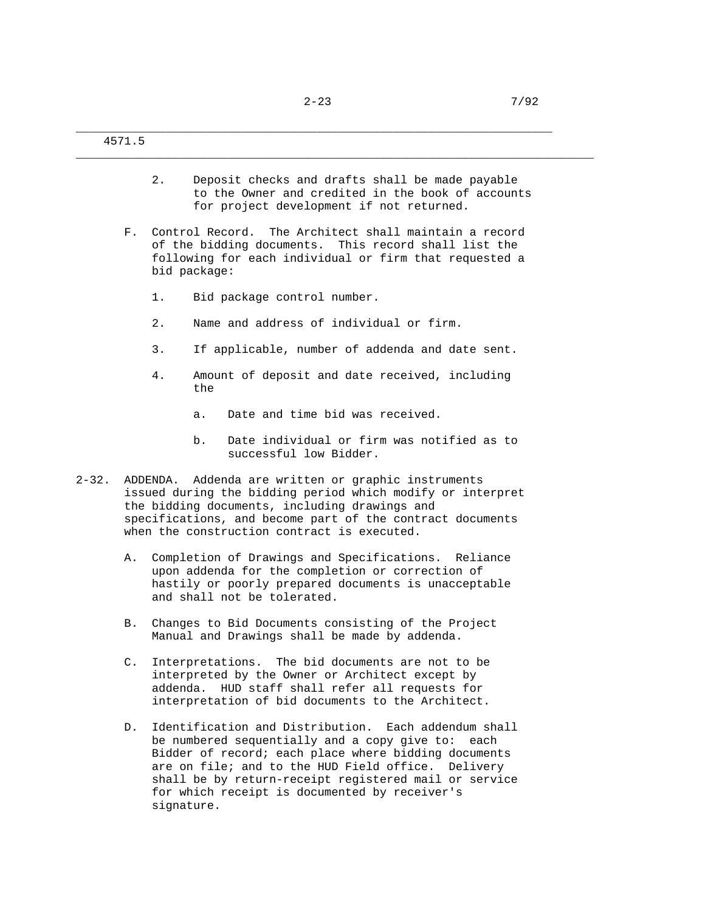2. Deposit checks and drafts shall be made payable to the Owner and credited in the book of accounts for project development if not returned.

F. Control Record. The Architect shall maintain a record of the bidding documents. This record shall list the following for each individual or firm that requested a bid package:

1. Bid package control number.

2. Name and address of individual or firm.

3. If applicable, number of addenda and date sent.

4. Amount of deposit and date received, including the

   a. Date and time bid was received.

   b. Date individual or firm was notified as to successful low Bidder.

2-32. ADDENDA. Addenda are written or graphic instruments issued during the bidding period which modify or interpret the bidding documents, including drawings and specifications, and become part of the contract documents when the construction contract is executed.

A. Completion of Drawings and Specifications. Reliance upon addenda for the completion or correction of hastily or poorly prepared documents is unacceptable and shall not be tolerated.

B. Changes to Bid Documents consisting of the Project Manual and Drawings shall be made by addenda.

C. Interpretations. The bid documents are not to be interpreted by the Owner or Architect except by addenda. HUD staff shall refer all requests for interpretation of bid documents to the Architect.

D. Identification and Distribution. Each addendum shall be numbered sequentially and a copy give to: each Bidder of record; each place where bidding documents are on file; and to the HUD Field office. Delivery shall be by return-receipt registered mail or service for which receipt is documented by receiver's signature.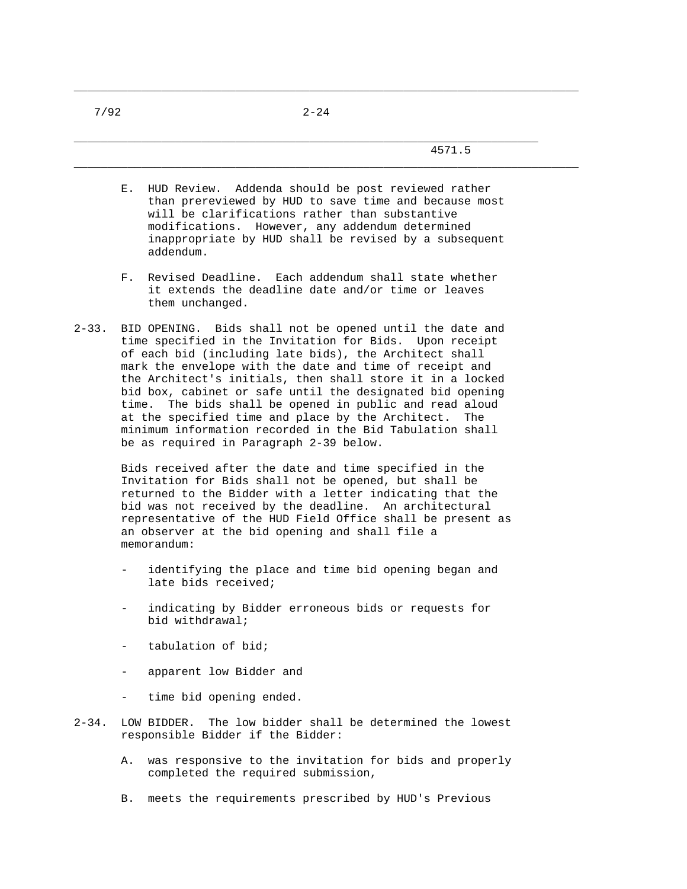E. HUD Review. Addenda should be post reviewed rather than prereviewed by HUD to save time and because most will be clarifications rather than substantive modifications. However, any addendum determined inappropriate by HUD shall be revised by a subsequent addendum.

F. Revised Deadline. Each addendum shall state whether it extends the deadline date and/or time or leaves them unchanged.

2-33. BID OPENING. Bids shall not be opened until the date and time specified in the Invitation for Bids. Upon receipt of each bid (including late bids), the Architect shall mark the envelope with the date and time of receipt and the Architect's initials, then shall store it in a locked bid box, cabinet or safe until the designated bid opening time. The bids shall be opened in public and read aloud at the specified time and place by the Architect. The minimum information recorded in the Bid Tabulation shall be as required in Paragraph 2-39 below.

Bids received after the date and time specified in the Invitation for Bids shall not be opened, but shall be returned to the Bidder with a letter indicating that the bid was not received by the deadline. An architectural representative of the HUD Field Office shall be present as an observer at the bid opening and shall file a memorandum:

- identifying the place and time bid opening began and late bids received;
- indicating by Bidder erroneous bids or requests for bid withdrawal;
- tabulation of bid;
- apparent low Bidder and
- time bid opening ended.

2-34. LOW BIDDER. The low bidder shall be determined the lowest responsible Bidder if the Bidder:

A. was responsive to the invitation for bids and properly completed the required submission,

B. meets the requirements prescribed by HUD's Previous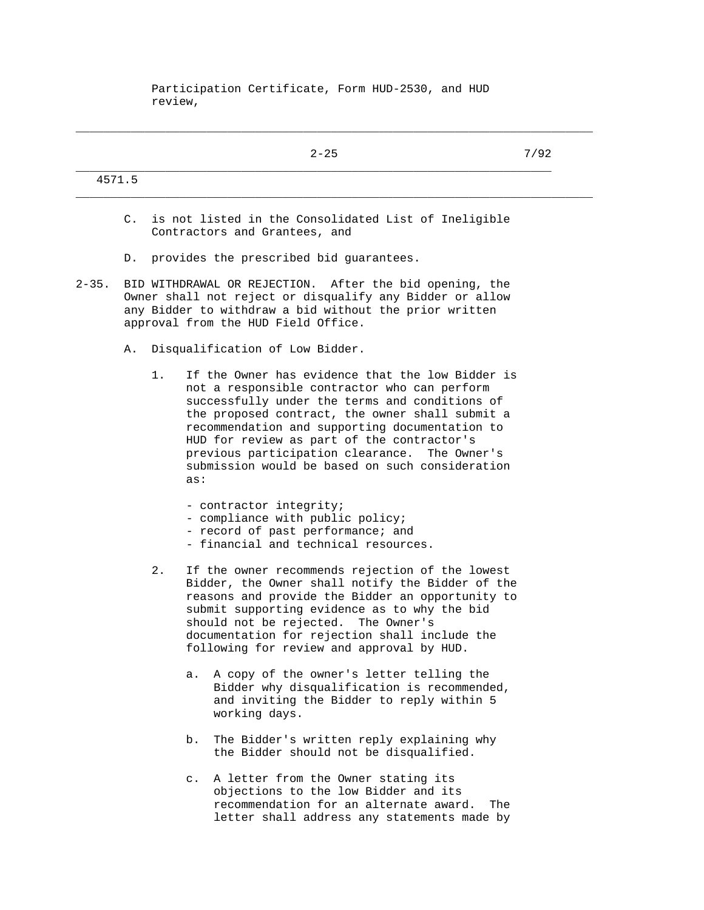Participation Certificate, Form HUD-2530, and HUD review,

C. is not listed in the Consolidated List of Ineligible Contractors and Grantees, and

D. provides the prescribed bid guarantees.

2-35. BID WITHDRAWAL OR REJECTION. After the bid opening, the Owner shall not reject or disqualify any Bidder or allow any Bidder to withdraw a bid without the prior written approval from the HUD Field Office.

A. Disqualification of Low Bidder.

1. If the Owner has evidence that the low Bidder is not a responsible contractor who can perform successfully under the terms and conditions of the proposed contract, the owner shall submit a recommendation and supporting documentation to HUD for review as part of the contractor's previous participation clearance. The Owner's submission would be based on such consideration as:

   - contractor integrity;
   - compliance with public policy;
   - record of past performance; and
   - financial and technical resources.

2. If the owner recommends rejection of the lowest Bidder, the Owner shall notify the Bidder of the reasons and provide the Bidder an opportunity to submit supporting evidence as to why the bid should not be rejected. The Owner's documentation for rejection shall include the following for review and approval by HUD.

   a. A copy of the owner's letter telling the Bidder why disqualification is recommended, and inviting the Bidder to reply within 5 working days.

   b. The Bidder's written reply explaining why the Bidder should not be disqualified.

   c. A letter from the Owner stating its objections to the low Bidder and its recommendation for an alternate award. The letter shall address any statements made by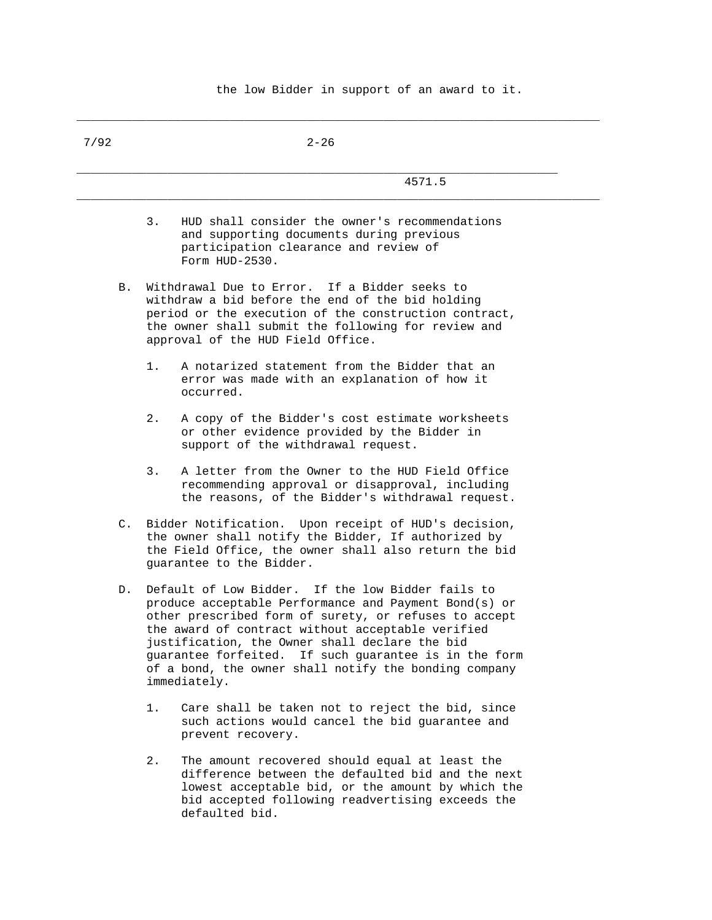the low Bidder in support of an award to it.

3. HUD shall consider the owner's recommendations and supporting documents during previous participation clearance and review of Form HUD-2530.

B. Withdrawal Due to Error. If a Bidder seeks to withdraw a bid before the end of the bid holding period or the execution of the construction contract, the owner shall submit the following for review and approval of the HUD Field Office.

   1. A notarized statement from the Bidder that an error was made with an explanation of how it occurred.

   2. A copy of the Bidder's cost estimate worksheets or other evidence provided by the Bidder in support of the withdrawal request.

   3. A letter from the Owner to the HUD Field Office recommending approval or disapproval, including the reasons, of the Bidder's withdrawal request.

C. Bidder Notification. Upon receipt of HUD's decision, the owner shall notify the Bidder, If authorized by the Field Office, the owner shall also return the bid guarantee to the Bidder.

D. Default of Low Bidder. If the low Bidder fails to produce acceptable Performance and Payment Bond(s) or other prescribed form of surety, or refuses to accept the award of contract without acceptable verified justification, the Owner shall declare the bid guarantee forfeited. If such guarantee is in the form of a bond, the owner shall notify the bonding company immediately.

   1. Care shall be taken not to reject the bid, since such actions would cancel the bid guarantee and prevent recovery.

   2. The amount recovered should equal at least the difference between the defaulted bid and the next lowest acceptable bid, or the amount by which the bid accepted following readvertising exceeds the defaulted bid.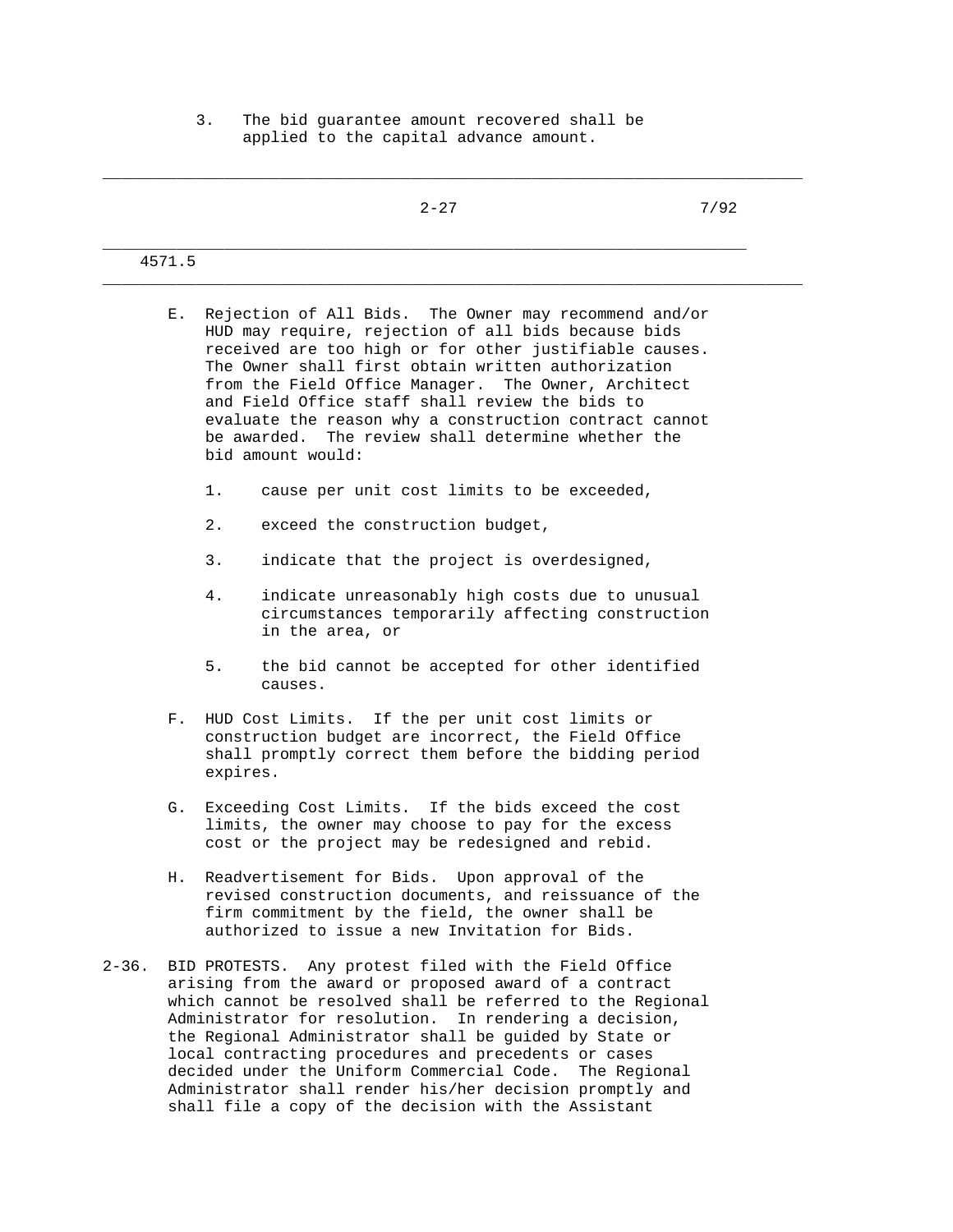3. The bid guarantee amount recovered shall be applied to the capital advance amount.

E. Rejection of All Bids. The Owner may recommend and/or HUD may require, rejection of all bids because bids received are too high or for other justifiable causes. The Owner shall first obtain written authorization from the Field Office Manager. The Owner, Architect and Field Office staff shall review the bids to evaluate the reason why a construction contract cannot be awarded. The review shall determine whether the bid amount would:

1. cause per unit cost limits to be exceeded,

2. exceed the construction budget,

3. indicate that the project is overdesigned,

4. indicate unreasonably high costs due to unusual circumstances temporarily affecting construction in the area, or

5. the bid cannot be accepted for other identified causes.

F. HUD Cost Limits. If the per unit cost limits or construction budget are incorrect, the Field Office shall promptly correct them before the bidding period expires.

G. Exceeding Cost Limits. If the bids exceed the cost limits, the owner may choose to pay for the excess cost or the project may be redesigned and rebid.

H. Readvertisement for Bids. Upon approval of the revised construction documents, and reissuance of the firm commitment by the field, the owner shall be authorized to issue a new Invitation for Bids.

2-36. BID PROTESTS. Any protest filed with the Field Office arising from the award or proposed award of a contract which cannot be resolved shall be referred to the Regional Administrator for resolution. In rendering a decision, the Regional Administrator shall be guided by State or local contracting procedures and precedents or cases decided under the Uniform Commercial Code. The Regional Administrator shall render his/her decision promptly and shall file a copy of the decision with the Assistant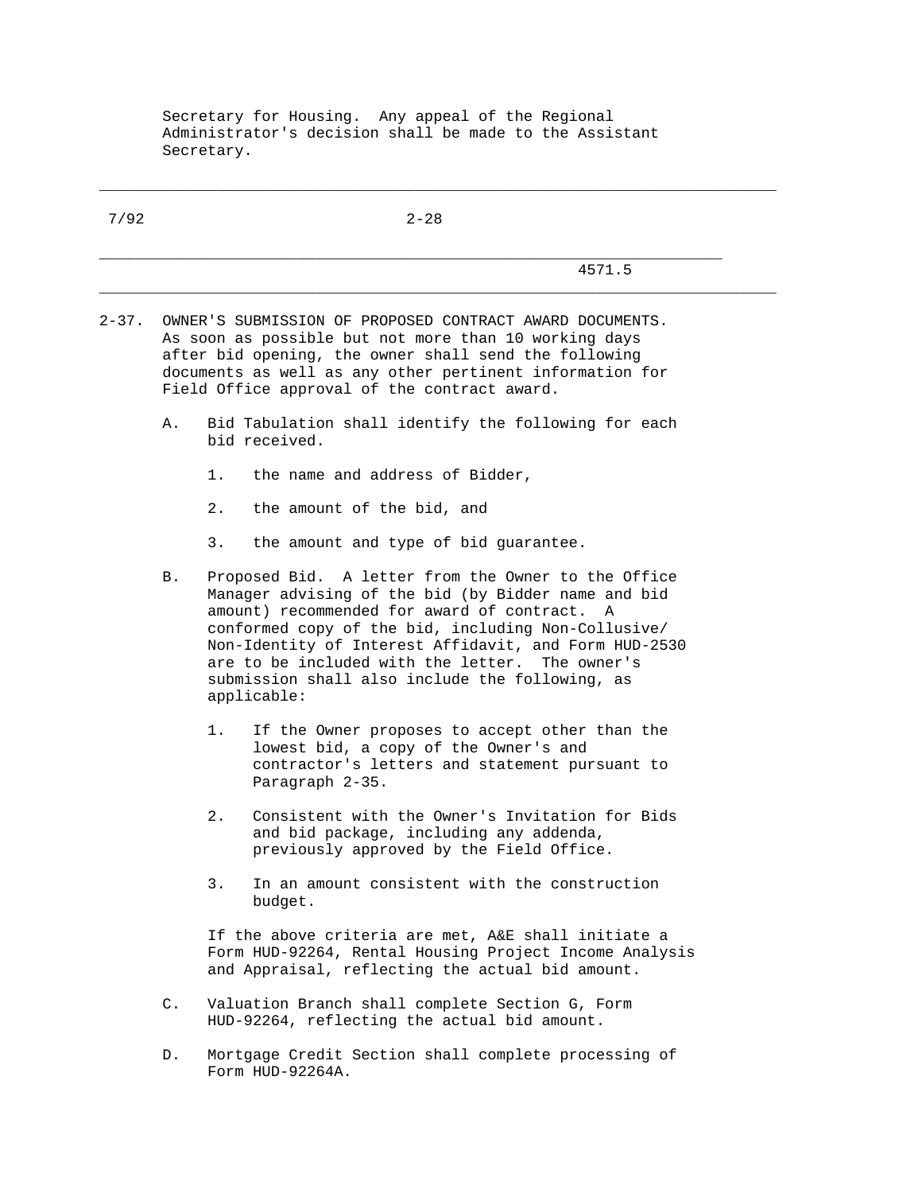Secretary for Housing. Any appeal of the Regional Administrator's decision shall be made to the Assistant Secretary.

2-37. OWNER'S SUBMISSION OF PROPOSED CONTRACT AWARD DOCUMENTS. As soon as possible but not more than 10 working days after bid opening, the owner shall send the following documents as well as any other pertinent information for Field Office approval of the contract award.

A. Bid Tabulation shall identify the following for each bid received.

1. the name and address of Bidder,

2. the amount of the bid, and

3. the amount and type of bid guarantee.

B. Proposed Bid. A letter from the Owner to the Office Manager advising of the bid (by Bidder name and bid amount) recommended for award of contract. A conformed copy of the bid, including Non-Collusive/ Non-Identity of Interest Affidavit, and Form HUD-2530 are to be included with the letter. The owner's submission shall also include the following, as applicable:

1. If the Owner proposes to accept other than the lowest bid, a copy of the Owner's and contractor's letters and statement pursuant to Paragraph 2-35.

2. Consistent with the Owner's Invitation for Bids and bid package, including any addenda, previously approved by the Field Office.

3. In an amount consistent with the construction budget.

If the above criteria are met, A&E shall initiate a Form HUD-92264, Rental Housing Project Income Analysis and Appraisal, reflecting the actual bid amount.

C. Valuation Branch shall complete Section G, Form HUD-92264, reflecting the actual bid amount.

D. Mortgage Credit Section shall complete processing of Form HUD-92264A.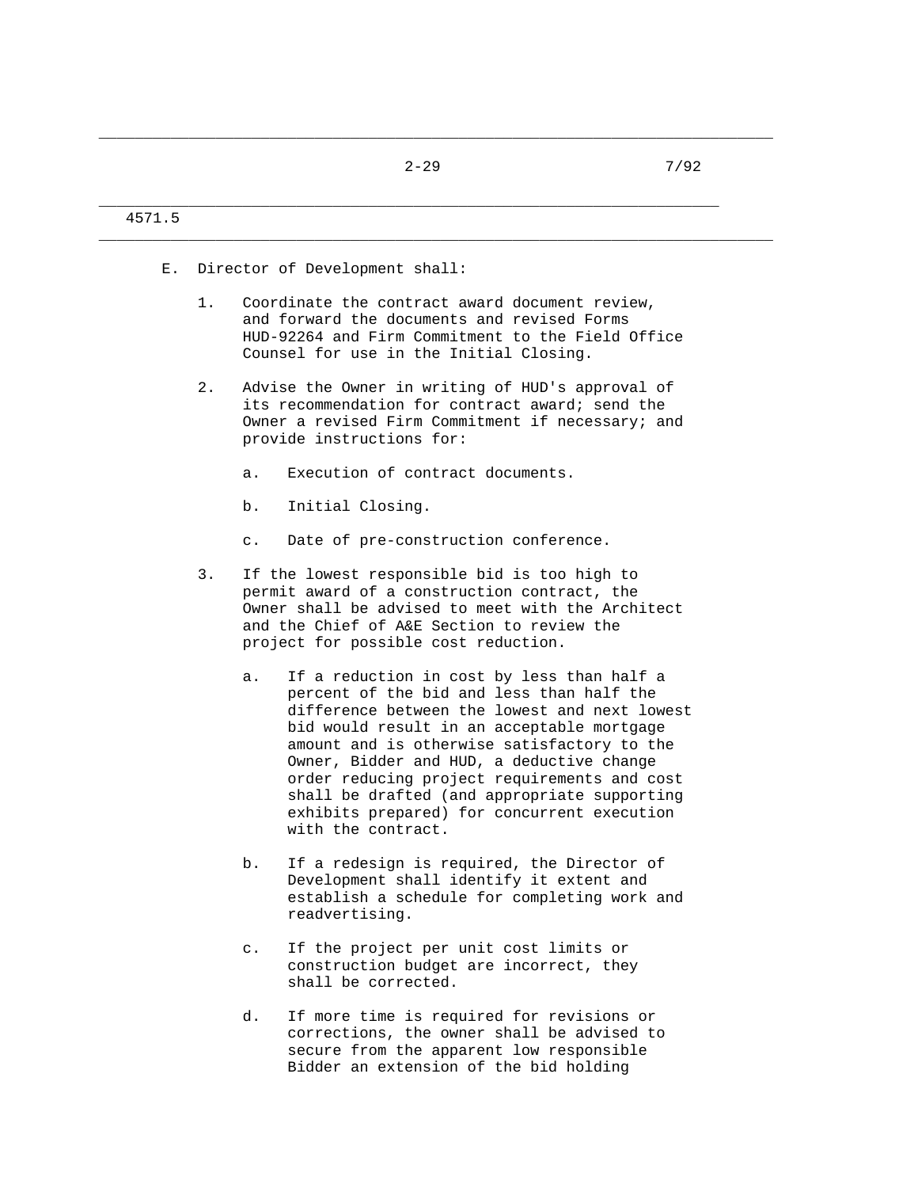E. Director of Development shall:

1. Coordinate the contract award document review, and forward the documents and revised Forms HUD-92264 and Firm Commitment to the Field Office Counsel for use in the Initial Closing.

2. Advise the Owner in writing of HUD's approval of its recommendation for contract award; send the Owner a revised Firm Commitment if necessary; and provide instructions for:

   a. Execution of contract documents.

   b. Initial Closing.

   c. Date of pre-construction conference.

3. If the lowest responsible bid is too high to permit award of a construction contract, the Owner shall be advised to meet with the Architect and the Chief of A&E Section to review the project for possible cost reduction.

   a. If a reduction in cost by less than half a percent of the bid and less than half the difference between the lowest and next lowest bid would result in an acceptable mortgage amount and is otherwise satisfactory to the Owner, Bidder and HUD, a deductive change order reducing project requirements and cost shall be drafted (and appropriate supporting exhibits prepared) for concurrent execution with the contract.

   b. If a redesign is required, the Director of Development shall identify it extent and establish a schedule for completing work and readvertising.

   c. If the project per unit cost limits or construction budget are incorrect, they shall be corrected.

   d. If more time is required for revisions or corrections, the owner shall be advised to secure from the apparent low responsible Bidder an extension of the bid holding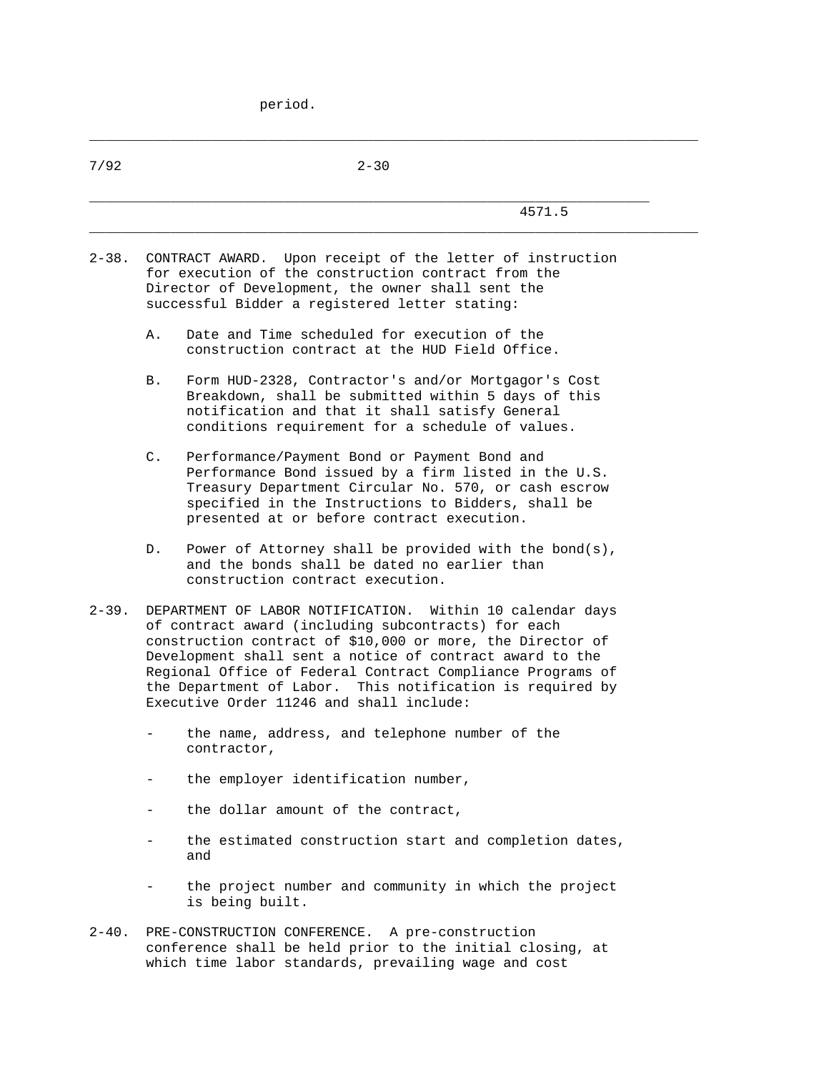period.

2-38. CONTRACT AWARD. Upon receipt of the letter of instruction for execution of the construction contract from the Director of Development, the owner shall sent the successful Bidder a registered letter stating:

A. Date and Time scheduled for execution of the construction contract at the HUD Field Office.

B. Form HUD-2328, Contractor's and/or Mortgagor's Cost Breakdown, shall be submitted within 5 days of this notification and that it shall satisfy General conditions requirement for a schedule of values.

C. Performance/Payment Bond or Payment Bond and Performance Bond issued by a firm listed in the U.S. Treasury Department Circular No. 570, or cash escrow specified in the Instructions to Bidders, shall be presented at or before contract execution.

D. Power of Attorney shall be provided with the bond(s), and the bonds shall be dated no earlier than construction contract execution.

2-39. DEPARTMENT OF LABOR NOTIFICATION. Within 10 calendar days of contract award (including subcontracts) for each construction contract of $10,000 or more, the Director of Development shall sent a notice of contract award to the Regional Office of Federal Contract Compliance Programs of the Department of Labor. This notification is required by Executive Order 11246 and shall include:

- the name, address, and telephone number of the contractor,
- the employer identification number,
- the dollar amount of the contract,
- the estimated construction start and completion dates, and
- the project number and community in which the project is being built.

2-40. PRE-CONSTRUCTION CONFERENCE. A pre-construction conference shall be held prior to the initial closing, at which time labor standards, prevailing wage and cost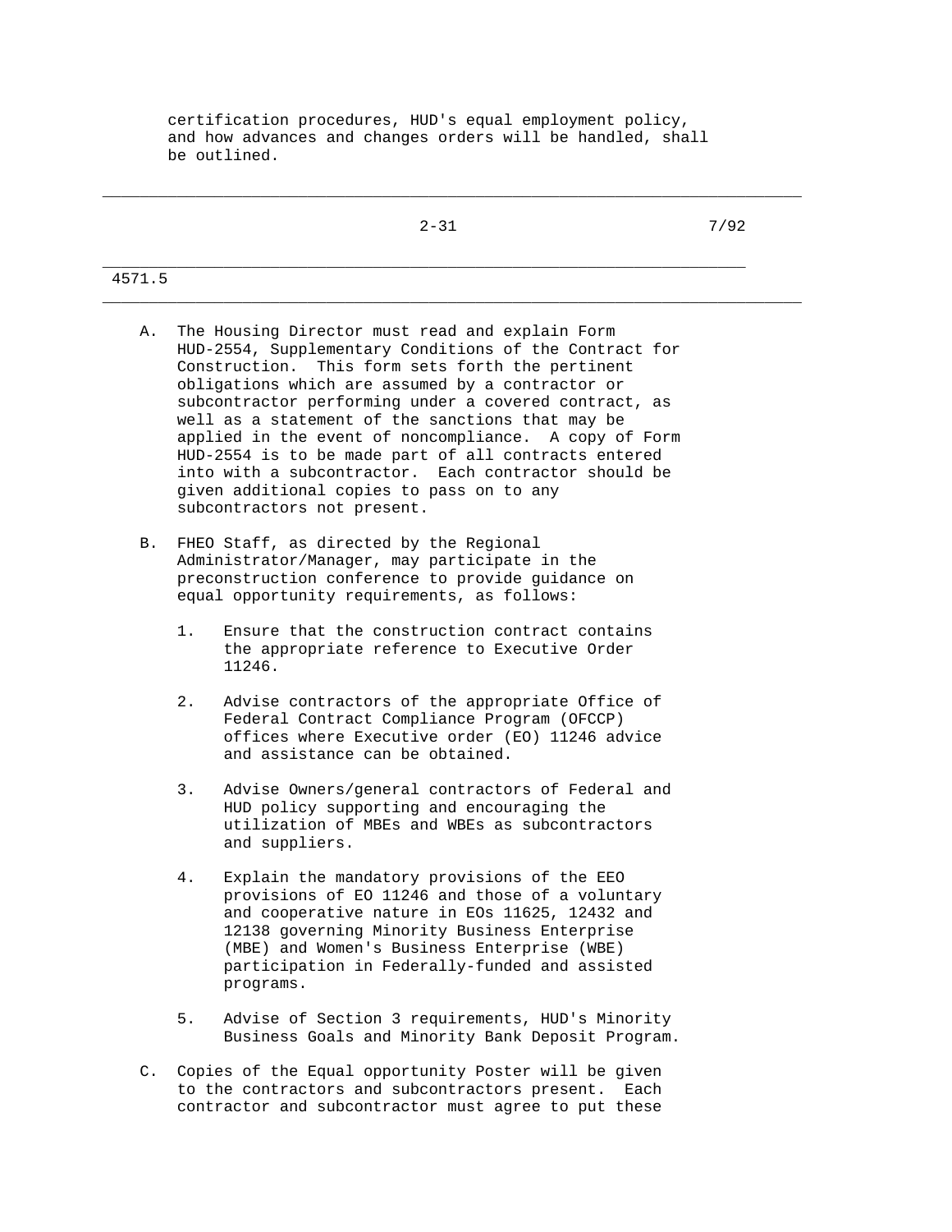certification procedures, HUD's equal employment policy, and how advances and changes orders will be handled, shall be outlined.

A. The Housing Director must read and explain Form HUD-2554, Supplementary Conditions of the Contract for Construction. This form sets forth the pertinent obligations which are assumed by a contractor or subcontractor performing under a covered contract, as well as a statement of the sanctions that may be applied in the event of noncompliance. A copy of Form HUD-2554 is to be made part of all contracts entered into with a subcontractor. Each contractor should be given additional copies to pass on to any subcontractors not present.

B. FHEO Staff, as directed by the Regional Administrator/Manager, may participate in the preconstruction conference to provide guidance on equal opportunity requirements, as follows:

   1. Ensure that the construction contract contains the appropriate reference to Executive Order 11246.

   2. Advise contractors of the appropriate Office of Federal Contract Compliance Program (OFCCP) offices where Executive order (EO) 11246 advice and assistance can be obtained.

   3. Advise Owners/general contractors of Federal and HUD policy supporting and encouraging the utilization of MBEs and WBEs as subcontractors and suppliers.

   4. Explain the mandatory provisions of the EEO provisions of EO 11246 and those of a voluntary and cooperative nature in EOs 11625, 12432 and 12138 governing Minority Business Enterprise (MBE) and Women's Business Enterprise (WBE) participation in Federally-funded and assisted programs.

   5. Advise of Section 3 requirements, HUD's Minority Business Goals and Minority Bank Deposit Program.

C. Copies of the Equal opportunity Poster will be given to the contractors and subcontractors present. Each contractor and subcontractor must agree to put these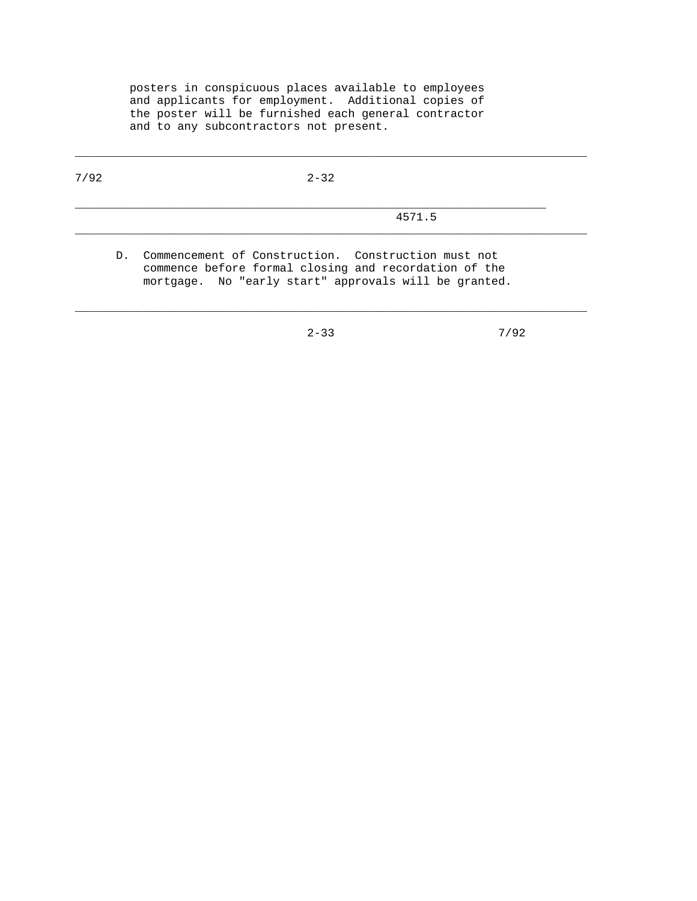posters in conspicuous places available to employees and applicants for employment. Additional copies of the poster will be furnished each general contractor and to any subcontractors not present.

D. Commencement of Construction. Construction must not commence before formal closing and recordation of the mortgage. No "early start" approvals will be granted.